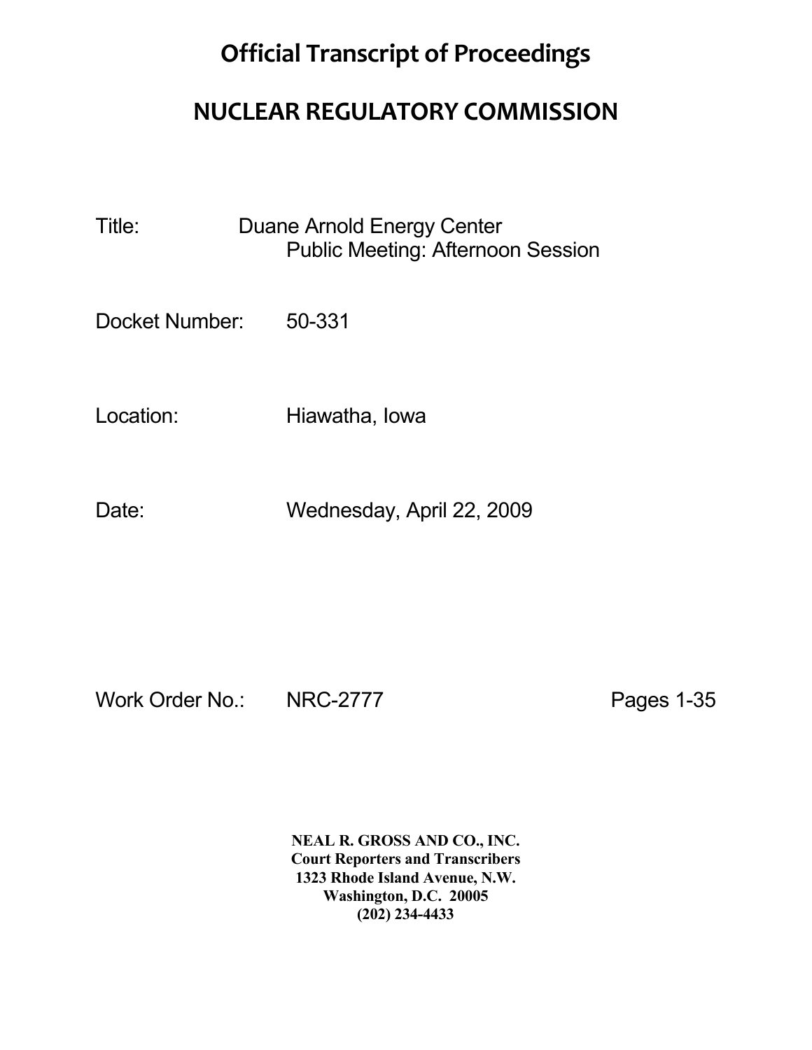# Official Transcript of Proceedings

# NUCLEAR REGULATORY COMMISSION

Title: Duane Arnold Energy Center
Public Meeting: Afternoon Session

Docket Number: 50-331

Location: Hiawatha, Iowa

Date: Wednesday, April 22, 2009

Work Order No.: NRC-2777 Pages 1-35

**NEAL R. GROSS AND CO., INC.**
**Court Reporters and Transcribers**
**1323 Rhode Island Avenue, N.W.**
**Washington, D.C. 20005**
**(202) 234-4433**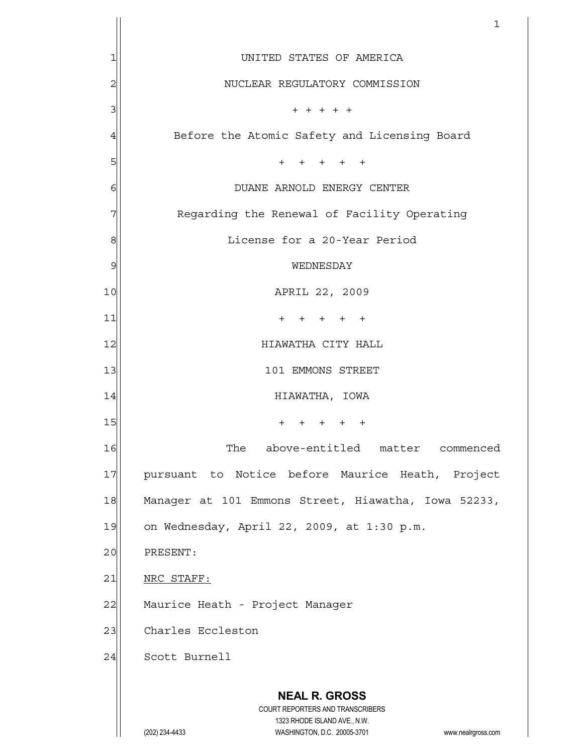UNITED STATES OF AMERICA

NUCLEAR REGULATORY COMMISSION

+ + + + +

Before the Atomic Safety and Licensing Board

+ + + + +

DUANE ARNOLD ENERGY CENTER

Regarding the Renewal of Facility Operating

License for a 20-Year Period

WEDNESDAY

APRIL 22, 2009

+ + + + +

HIAWATHA CITY HALL

101 EMMONS STREET

HIAWATHA, IOWA

+ + + + +

The above-entitled matter commenced pursuant to Notice before Maurice Heath, Project Manager at 101 Emmons Street, Hiawatha, Iowa 52233, on Wednesday, April 22, 2009, at 1:30 p.m.

PRESENT:

NRC STAFF:

Maurice Heath - Project Manager

Charles Eccleston

Scott Burnell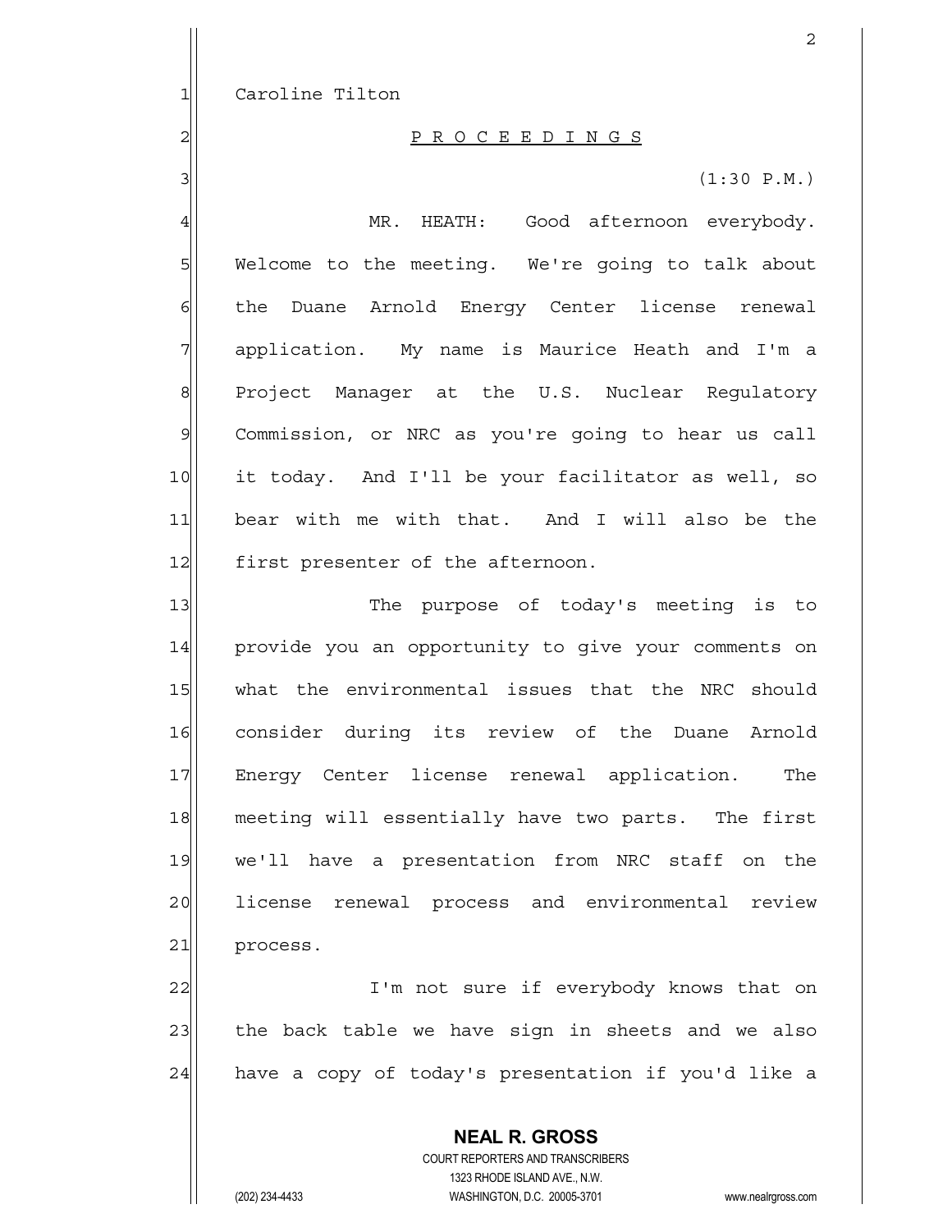Caroline Tilton

P R O C E E D I N G S

(1:30 P.M.)

MR. HEATH: Good afternoon everybody. Welcome to the meeting. We're going to talk about the Duane Arnold Energy Center license renewal application. My name is Maurice Heath and I'm a Project Manager at the U.S. Nuclear Regulatory Commission, or NRC as you're going to hear us call it today. And I'll be your facilitator as well, so bear with me with that. And I will also be the first presenter of the afternoon.

The purpose of today's meeting is to provide you an opportunity to give your comments on what the environmental issues that the NRC should consider during its review of the Duane Arnold Energy Center license renewal application. The meeting will essentially have two parts. The first we'll have a presentation from NRC staff on the license renewal process and environmental review process.

I'm not sure if everybody knows that on the back table we have sign in sheets and we also have a copy of today's presentation if you'd like a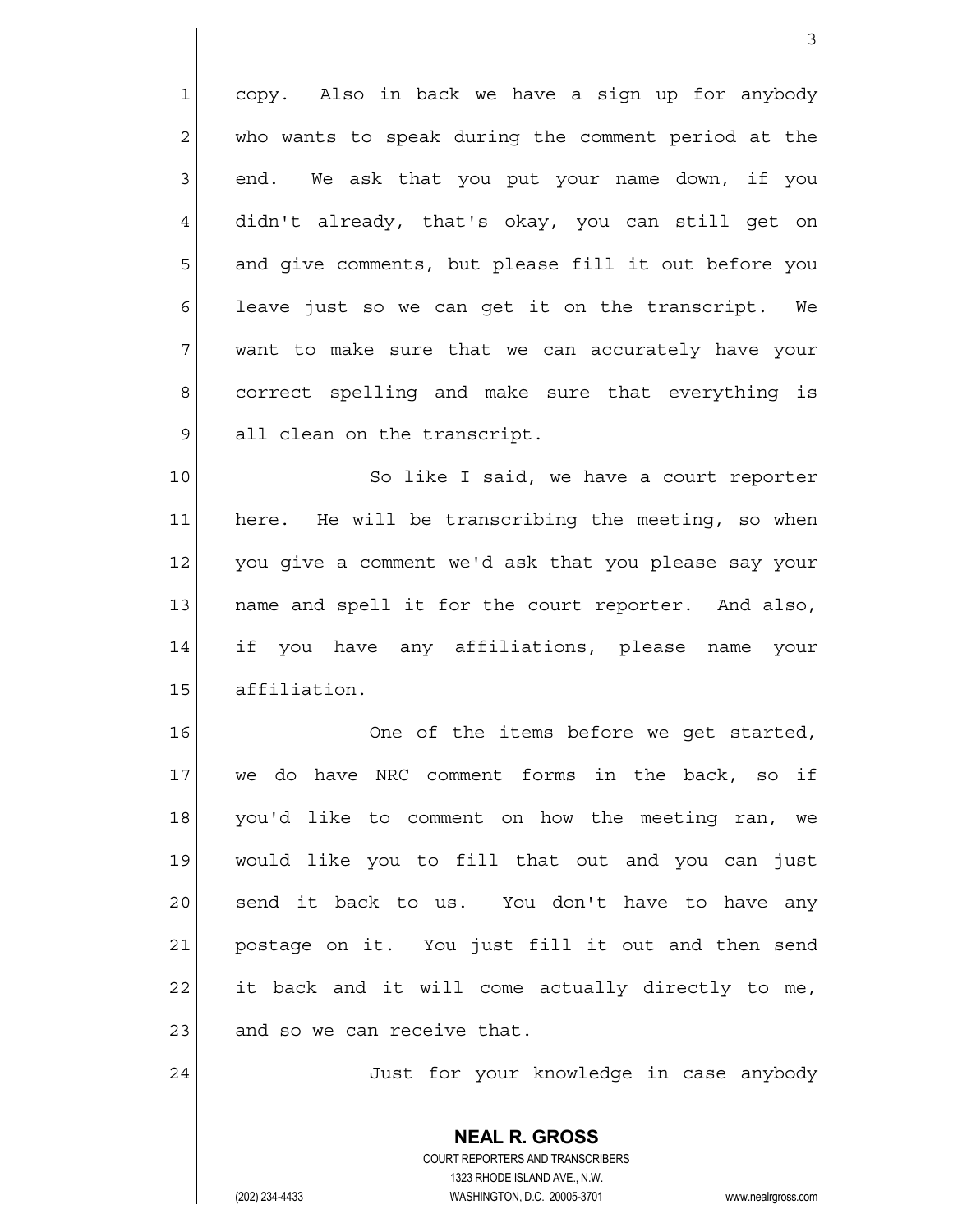copy. Also in back we have a sign up for anybody who wants to speak during the comment period at the end. We ask that you put your name down, if you didn't already, that's okay, you can still get on and give comments, but please fill it out before you leave just so we can get it on the transcript. We want to make sure that we can accurately have your correct spelling and make sure that everything is all clean on the transcript.

So like I said, we have a court reporter here. He will be transcribing the meeting, so when you give a comment we'd ask that you please say your name and spell it for the court reporter. And also, if you have any affiliations, please name your affiliation.

One of the items before we get started, we do have NRC comment forms in the back, so if you'd like to comment on how the meeting ran, we would like you to fill that out and you can just send it back to us. You don't have to have any postage on it. You just fill it out and then send it back and it will come actually directly to me, and so we can receive that.

Just for your knowledge in case anybody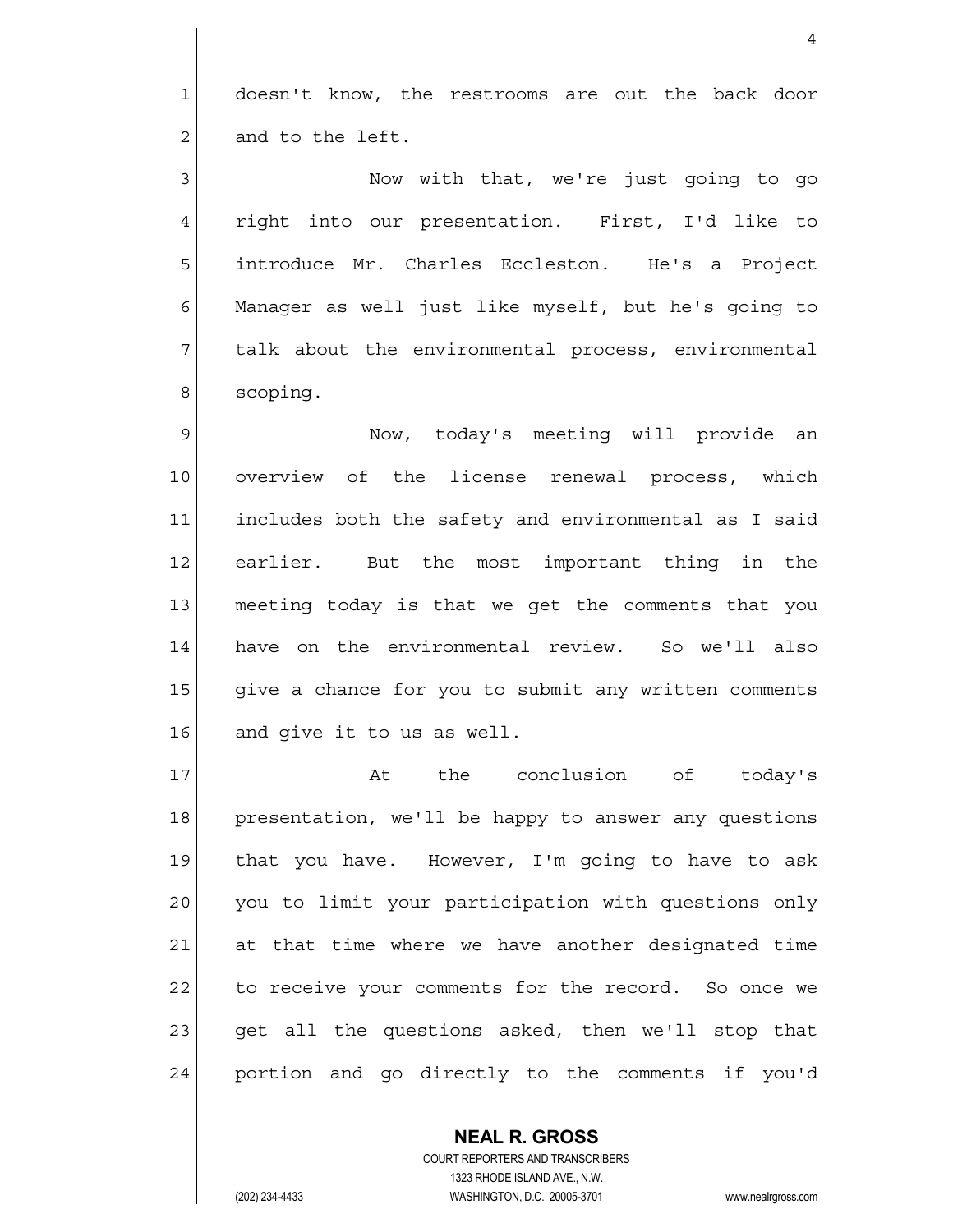doesn't know, the restrooms are out the back door and to the left.

Now with that, we're just going to go right into our presentation. First, I'd like to introduce Mr. Charles Eccleston. He's a Project Manager as well just like myself, but he's going to talk about the environmental process, environmental scoping.

Now, today's meeting will provide an overview of the license renewal process, which includes both the safety and environmental as I said earlier. But the most important thing in the meeting today is that we get the comments that you have on the environmental review. So we'll also give a chance for you to submit any written comments and give it to us as well.

At the conclusion of today's presentation, we'll be happy to answer any questions that you have. However, I'm going to have to ask you to limit your participation with questions only at that time where we have another designated time to receive your comments for the record. So once we get all the questions asked, then we'll stop that portion and go directly to the comments if you'd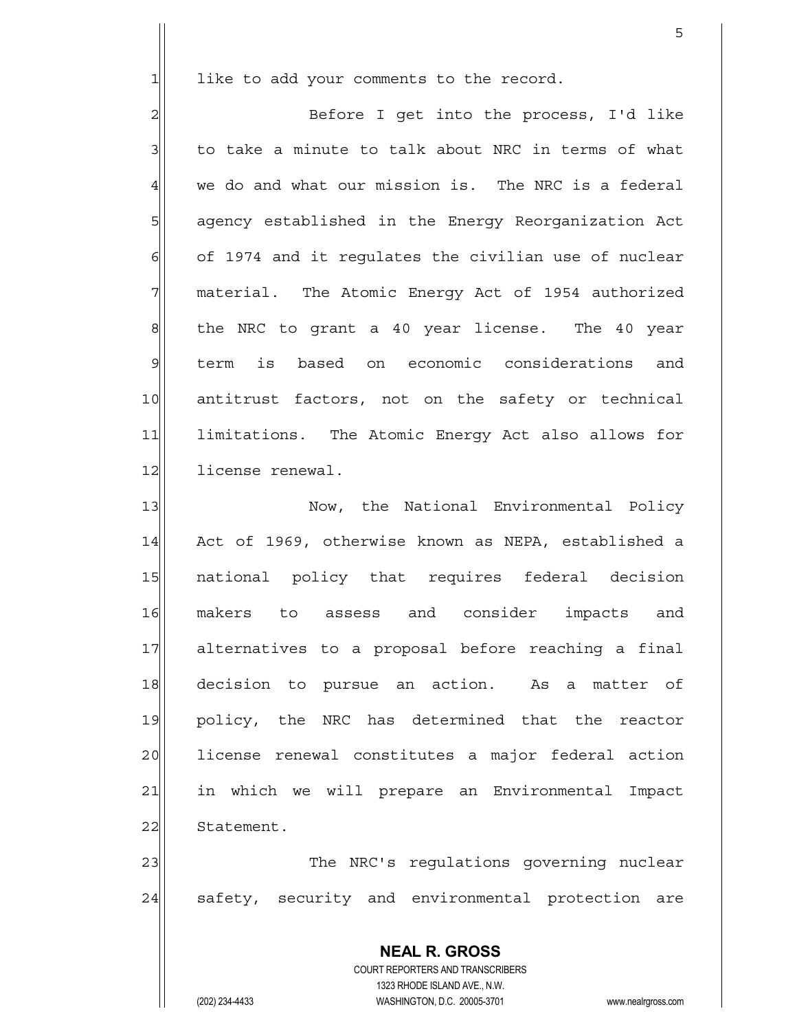like to add your comments to the record.

Before I get into the process, I'd like to take a minute to talk about NRC in terms of what we do and what our mission is. The NRC is a federal agency established in the Energy Reorganization Act of 1974 and it regulates the civilian use of nuclear material. The Atomic Energy Act of 1954 authorized the NRC to grant a 40 year license. The 40 year term is based on economic considerations and antitrust factors, not on the safety or technical limitations. The Atomic Energy Act also allows for license renewal.

Now, the National Environmental Policy Act of 1969, otherwise known as NEPA, established a national policy that requires federal decision makers to assess and consider impacts and alternatives to a proposal before reaching a final decision to pursue an action. As a matter of policy, the NRC has determined that the reactor license renewal constitutes a major federal action in which we will prepare an Environmental Impact Statement.

The NRC's regulations governing nuclear safety, security and environmental protection are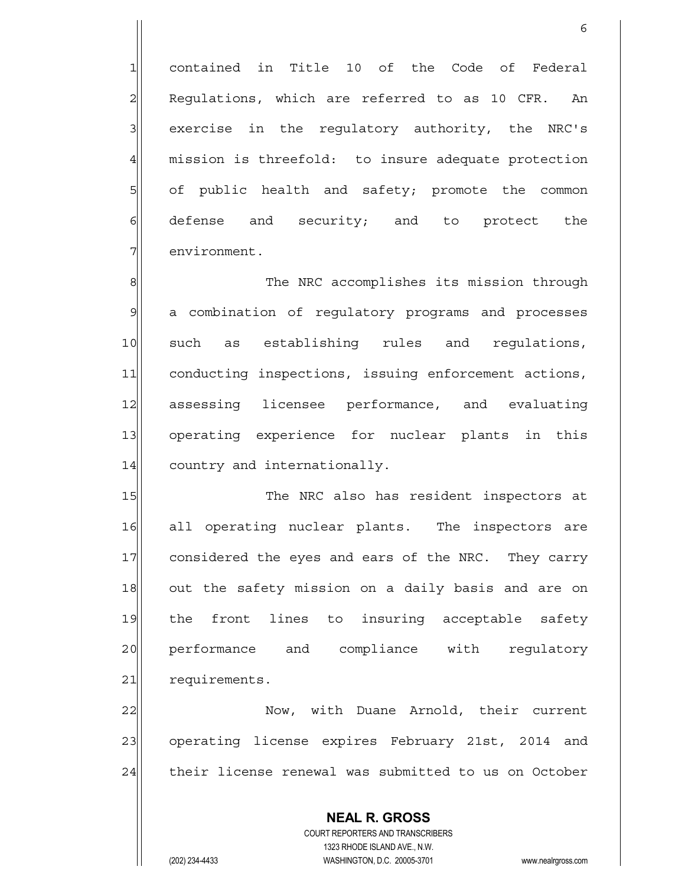contained in Title 10 of the Code of Federal Regulations, which are referred to as 10 CFR. An exercise in the regulatory authority, the NRC's mission is threefold: to insure adequate protection of public health and safety; promote the common defense and security; and to protect the environment.

The NRC accomplishes its mission through a combination of regulatory programs and processes such as establishing rules and regulations, conducting inspections, issuing enforcement actions, assessing licensee performance, and evaluating operating experience for nuclear plants in this country and internationally.

The NRC also has resident inspectors at all operating nuclear plants. The inspectors are considered the eyes and ears of the NRC. They carry out the safety mission on a daily basis and are on the front lines to insuring acceptable safety performance and compliance with regulatory requirements.

Now, with Duane Arnold, their current operating license expires February 21st, 2014 and their license renewal was submitted to us on October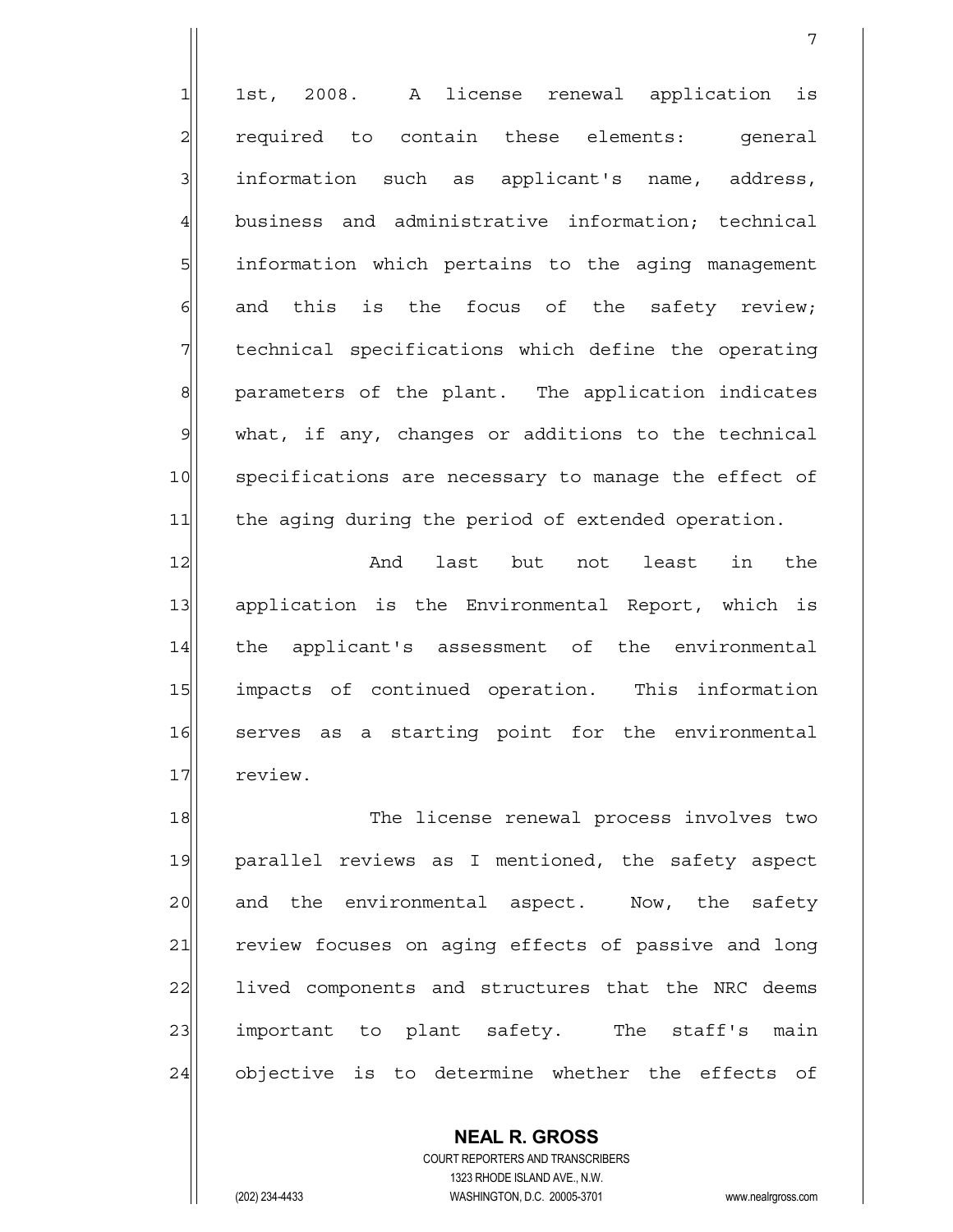1st, 2008. A license renewal application is required to contain these elements: general information such as applicant's name, address, business and administrative information; technical information which pertains to the aging management and this is the focus of the safety review; technical specifications which define the operating parameters of the plant. The application indicates what, if any, changes or additions to the technical specifications are necessary to manage the effect of the aging during the period of extended operation.

And last but not least in the application is the Environmental Report, which is the applicant's assessment of the environmental impacts of continued operation. This information serves as a starting point for the environmental review.

The license renewal process involves two parallel reviews as I mentioned, the safety aspect and the environmental aspect. Now, the safety review focuses on aging effects of passive and long lived components and structures that the NRC deems important to plant safety. The staff's main objective is to determine whether the effects of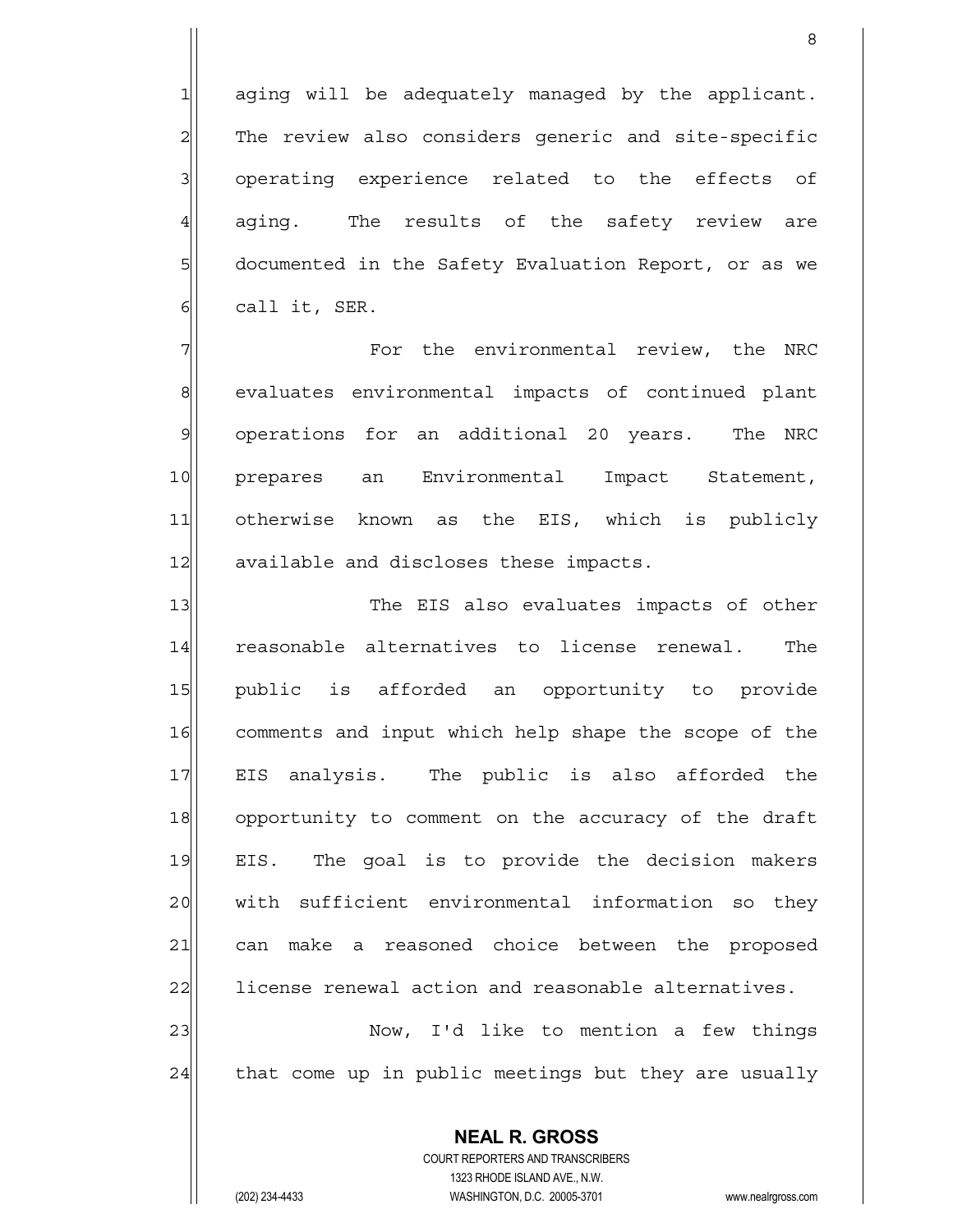aging will be adequately managed by the applicant. The review also considers generic and site-specific operating experience related to the effects of aging. The results of the safety review are documented in the Safety Evaluation Report, or as we call it, SER.

For the environmental review, the NRC evaluates environmental impacts of continued plant operations for an additional 20 years. The NRC prepares an Environmental Impact Statement, otherwise known as the EIS, which is publicly available and discloses these impacts.

The EIS also evaluates impacts of other reasonable alternatives to license renewal. The public is afforded an opportunity to provide comments and input which help shape the scope of the EIS analysis. The public is also afforded the opportunity to comment on the accuracy of the draft EIS. The goal is to provide the decision makers with sufficient environmental information so they can make a reasoned choice between the proposed license renewal action and reasonable alternatives.

Now, I'd like to mention a few things that come up in public meetings but they are usually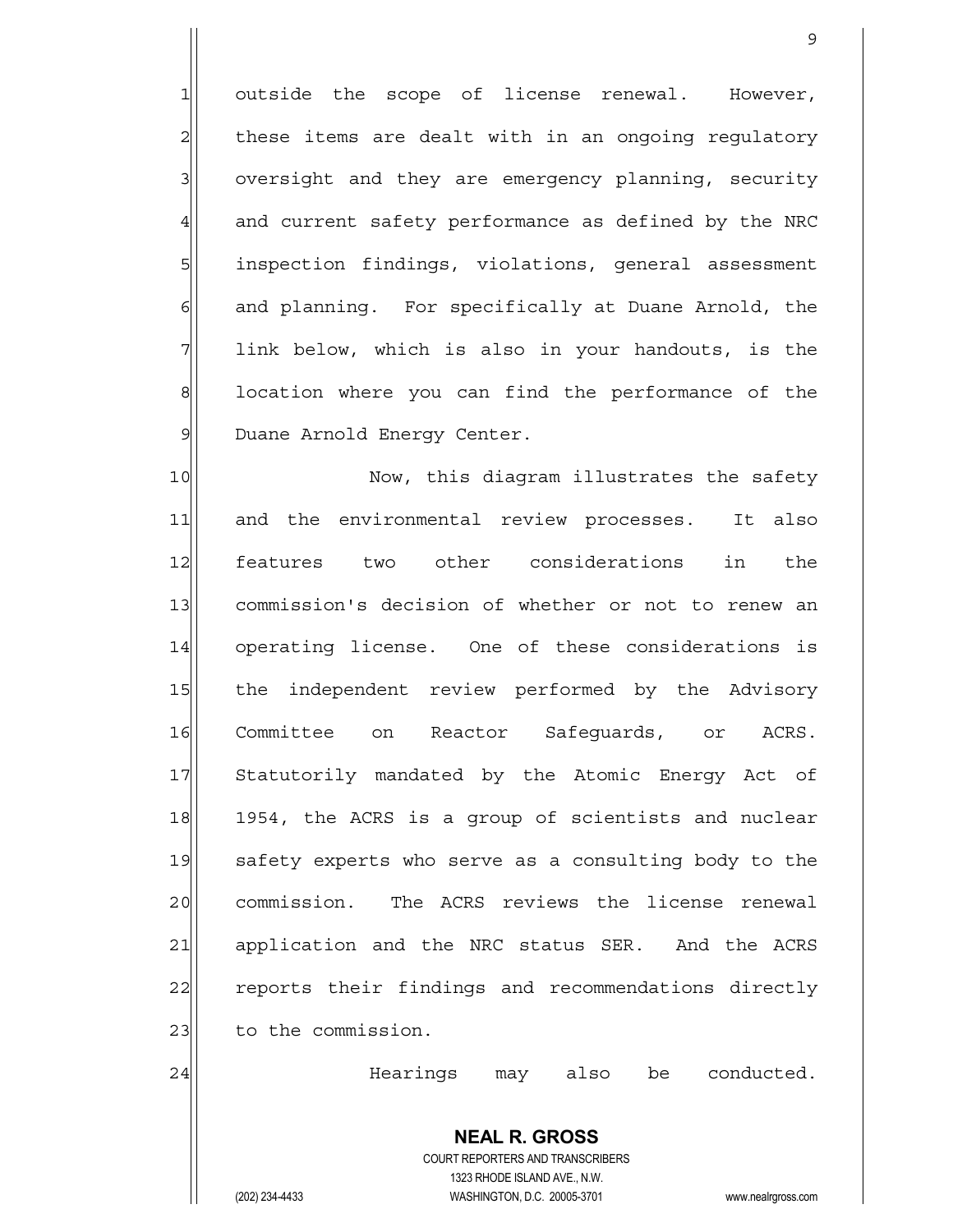outside the scope of license renewal. However, these items are dealt with in an ongoing regulatory oversight and they are emergency planning, security and current safety performance as defined by the NRC inspection findings, violations, general assessment and planning. For specifically at Duane Arnold, the link below, which is also in your handouts, is the location where you can find the performance of the Duane Arnold Energy Center.

Now, this diagram illustrates the safety and the environmental review processes. It also features two other considerations in the commission's decision of whether or not to renew an operating license. One of these considerations is the independent review performed by the Advisory Committee on Reactor Safeguards, or ACRS. Statutorily mandated by the Atomic Energy Act of 1954, the ACRS is a group of scientists and nuclear safety experts who serve as a consulting body to the commission. The ACRS reviews the license renewal application and the NRC status SER. And the ACRS reports their findings and recommendations directly to the commission.

Hearings may also be conducted.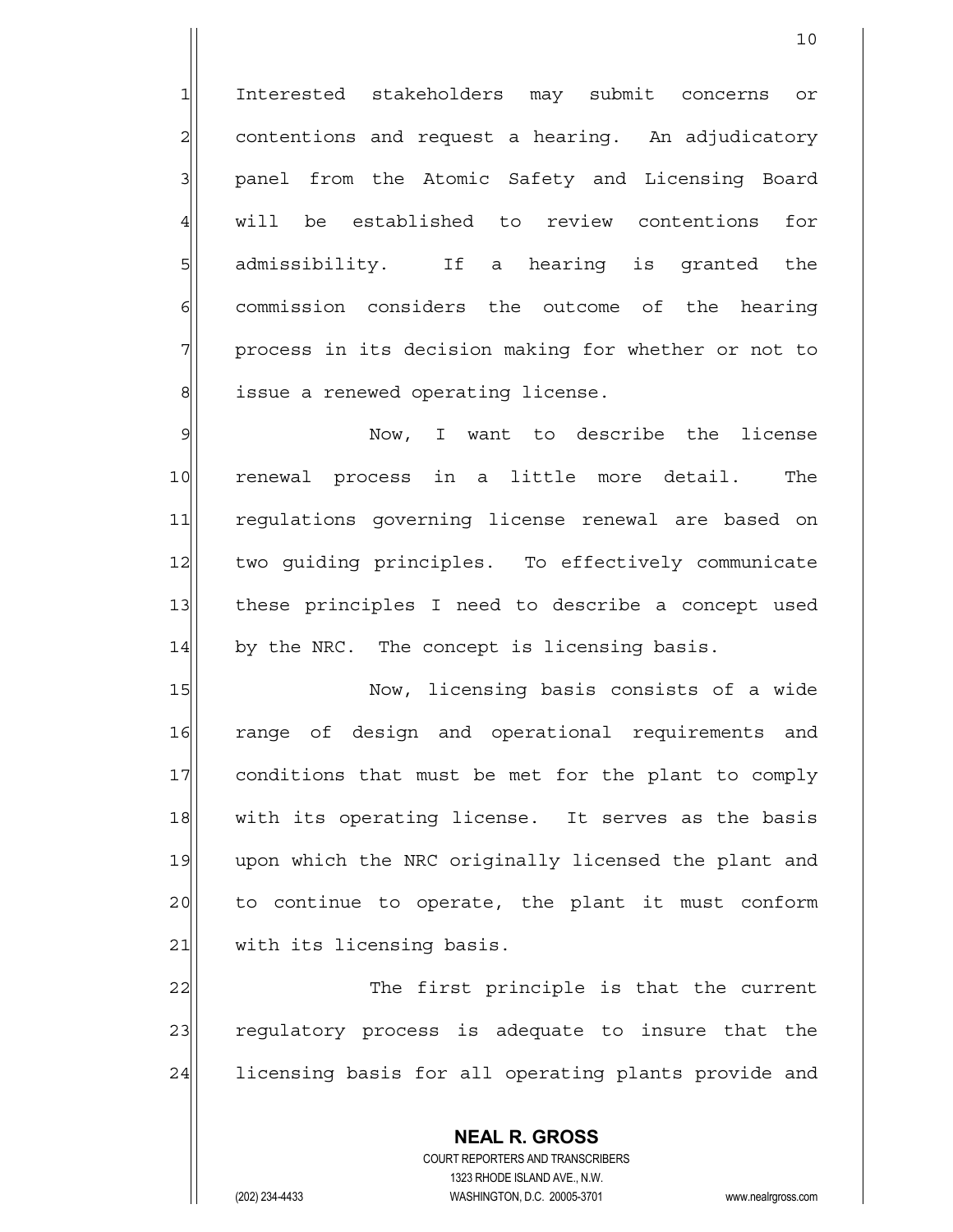Interested stakeholders may submit concerns or contentions and request a hearing. An adjudicatory panel from the Atomic Safety and Licensing Board will be established to review contentions for admissibility. If a hearing is granted the commission considers the outcome of the hearing process in its decision making for whether or not to issue a renewed operating license.

Now, I want to describe the license renewal process in a little more detail. The regulations governing license renewal are based on two guiding principles. To effectively communicate these principles I need to describe a concept used by the NRC. The concept is licensing basis.

Now, licensing basis consists of a wide range of design and operational requirements and conditions that must be met for the plant to comply with its operating license. It serves as the basis upon which the NRC originally licensed the plant and to continue to operate, the plant it must conform with its licensing basis.

The first principle is that the current regulatory process is adequate to insure that the licensing basis for all operating plants provide and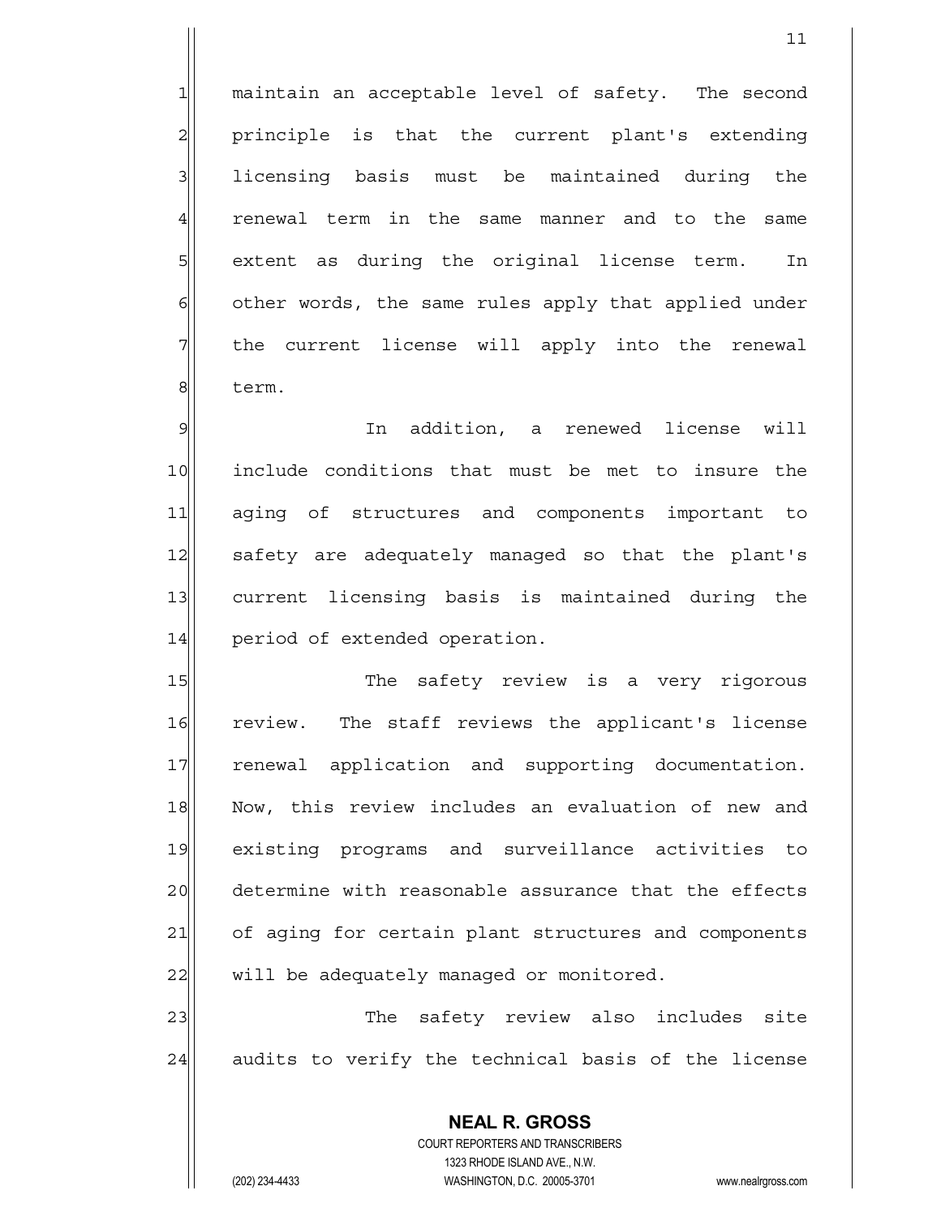maintain an acceptable level of safety. The second principle is that the current plant's extending licensing basis must be maintained during the renewal term in the same manner and to the same extent as during the original license term. In other words, the same rules apply that applied under the current license will apply into the renewal term.

In addition, a renewed license will include conditions that must be met to insure the aging of structures and components important to safety are adequately managed so that the plant's current licensing basis is maintained during the period of extended operation.

The safety review is a very rigorous review. The staff reviews the applicant's license renewal application and supporting documentation. Now, this review includes an evaluation of new and existing programs and surveillance activities to determine with reasonable assurance that the effects of aging for certain plant structures and components will be adequately managed or monitored.

The safety review also includes site audits to verify the technical basis of the license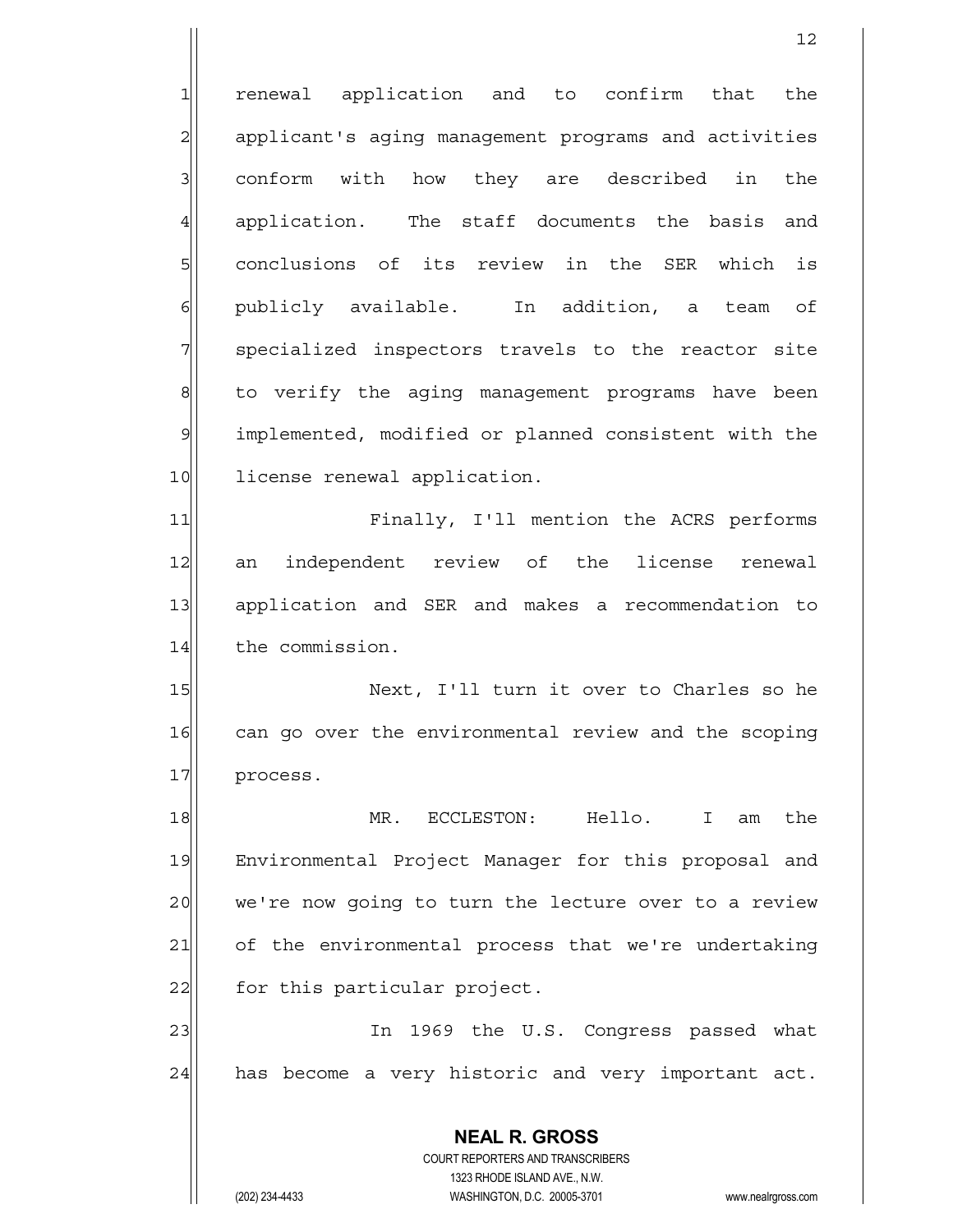renewal application and to confirm that the applicant's aging management programs and activities conform with how they are described in the application. The staff documents the basis and conclusions of its review in the SER which is publicly available. In addition, a team of specialized inspectors travels to the reactor site to verify the aging management programs have been implemented, modified or planned consistent with the license renewal application.

Finally, I'll mention the ACRS performs an independent review of the license renewal application and SER and makes a recommendation to the commission.

Next, I'll turn it over to Charles so he can go over the environmental review and the scoping process.

MR. ECCLESTON: Hello. I am the Environmental Project Manager for this proposal and we're now going to turn the lecture over to a review of the environmental process that we're undertaking for this particular project.

In 1969 the U.S. Congress passed what has become a very historic and very important act.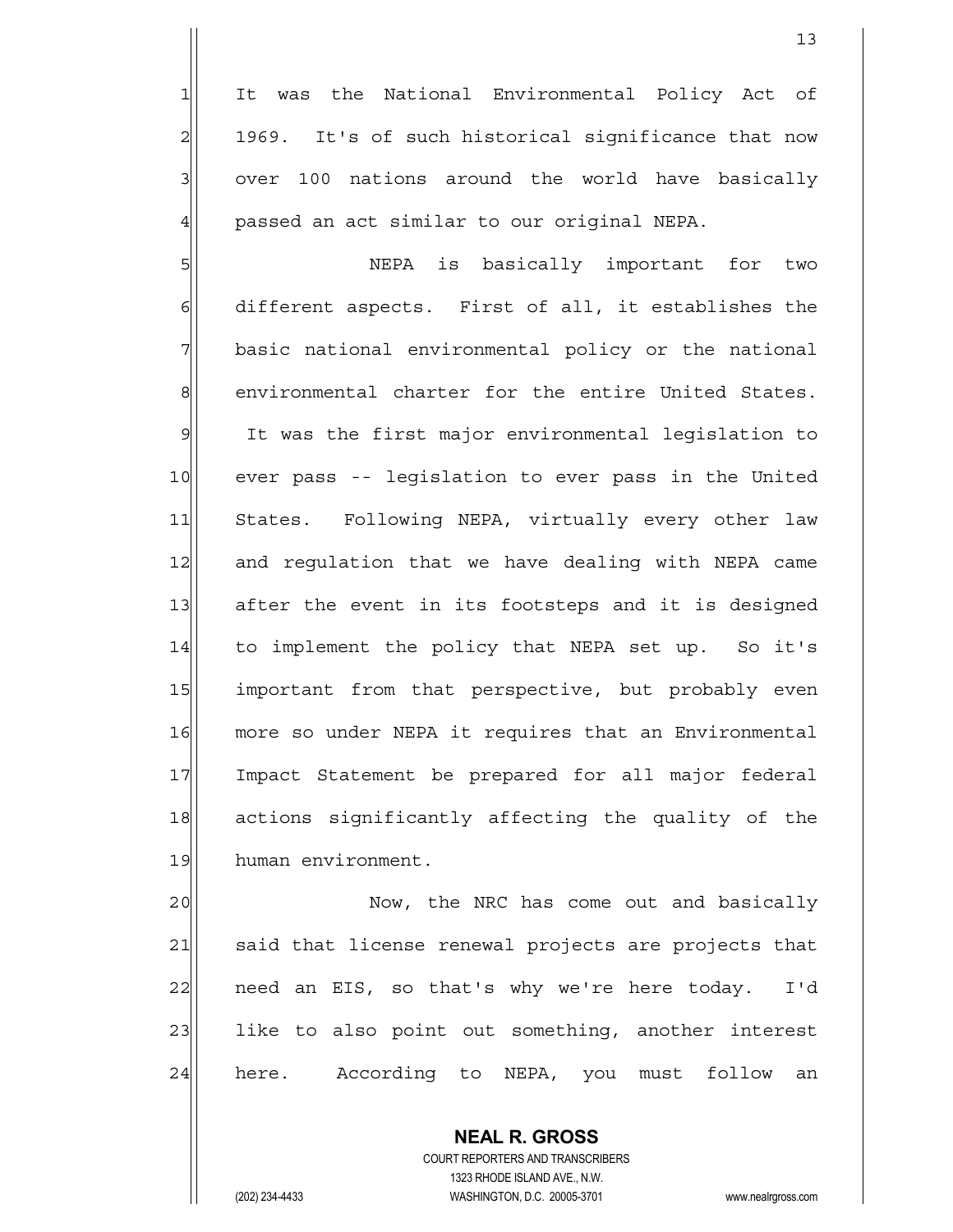It was the National Environmental Policy Act of 1969. It's of such historical significance that now over 100 nations around the world have basically passed an act similar to our original NEPA.

NEPA is basically important for two different aspects. First of all, it establishes the basic national environmental policy or the national environmental charter for the entire United States. It was the first major environmental legislation to ever pass -- legislation to ever pass in the United States. Following NEPA, virtually every other law and regulation that we have dealing with NEPA came after the event in its footsteps and it is designed to implement the policy that NEPA set up. So it's important from that perspective, but probably even more so under NEPA it requires that an Environmental Impact Statement be prepared for all major federal actions significantly affecting the quality of the human environment.

Now, the NRC has come out and basically said that license renewal projects are projects that need an EIS, so that's why we're here today. I'd like to also point out something, another interest here. According to NEPA, you must follow an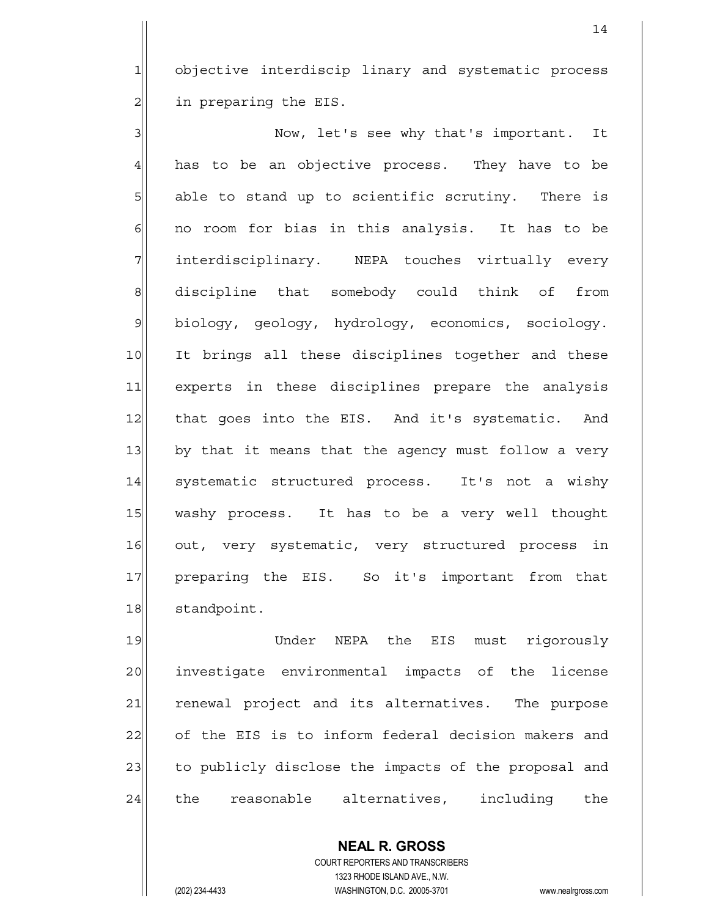objective interdiscip linary and systematic process in preparing the EIS.

Now, let's see why that's important. It has to be an objective process. They have to be able to stand up to scientific scrutiny. There is no room for bias in this analysis. It has to be interdisciplinary. NEPA touches virtually every discipline that somebody could think of from biology, geology, hydrology, economics, sociology. It brings all these disciplines together and these experts in these disciplines prepare the analysis that goes into the EIS. And it's systematic. And by that it means that the agency must follow a very systematic structured process. It's not a wishy washy process. It has to be a very well thought out, very systematic, very structured process in preparing the EIS. So it's important from that standpoint.

Under NEPA the EIS must rigorously investigate environmental impacts of the license renewal project and its alternatives. The purpose of the EIS is to inform federal decision makers and to publicly disclose the impacts of the proposal and the reasonable alternatives, including the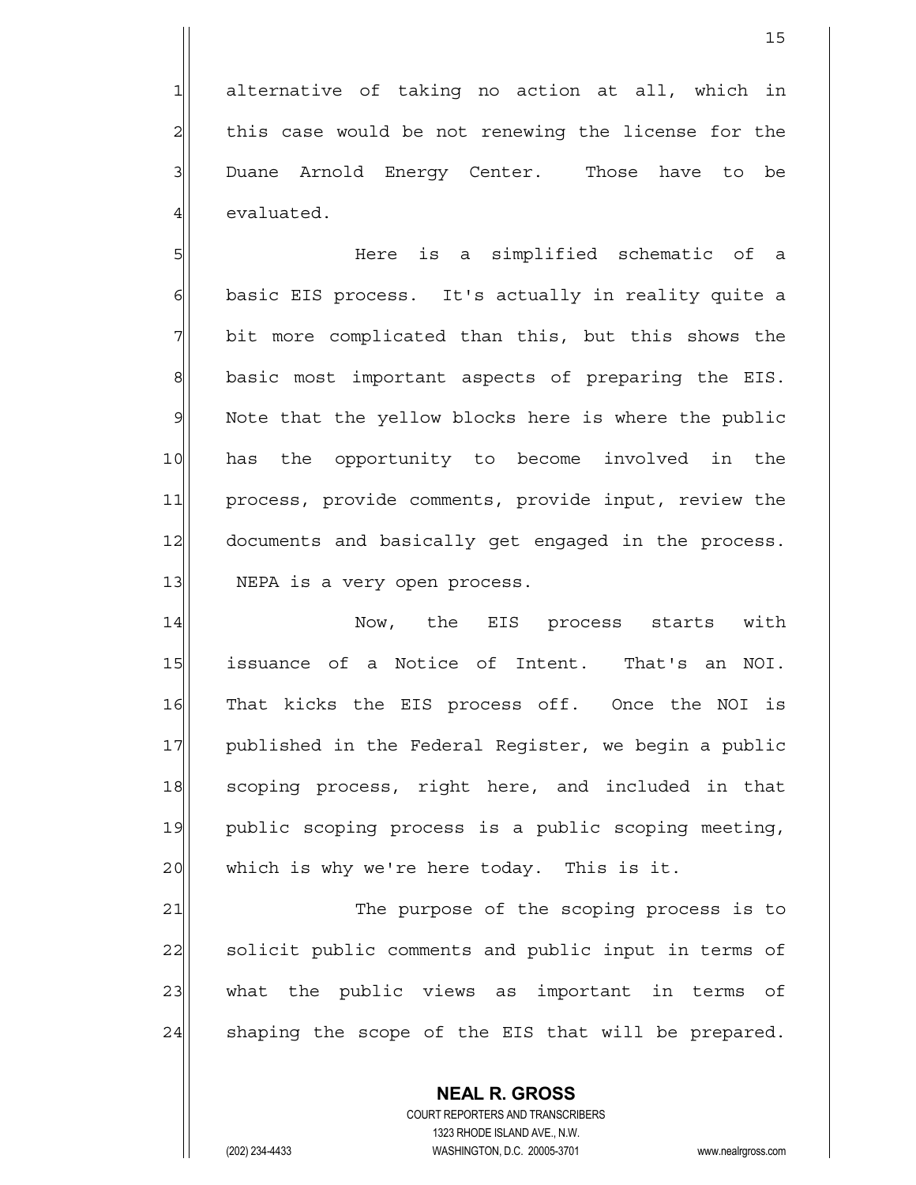alternative of taking no action at all, which in this case would be not renewing the license for the Duane Arnold Energy Center. Those have to be evaluated.

Here is a simplified schematic of a basic EIS process. It's actually in reality quite a bit more complicated than this, but this shows the basic most important aspects of preparing the EIS. Note that the yellow blocks here is where the public has the opportunity to become involved in the process, provide comments, provide input, review the documents and basically get engaged in the process. NEPA is a very open process.

Now, the EIS process starts with issuance of a Notice of Intent. That's an NOI. That kicks the EIS process off. Once the NOI is published in the Federal Register, we begin a public scoping process, right here, and included in that public scoping process is a public scoping meeting, which is why we're here today. This is it.

The purpose of the scoping process is to solicit public comments and public input in terms of what the public views as important in terms of shaping the scope of the EIS that will be prepared.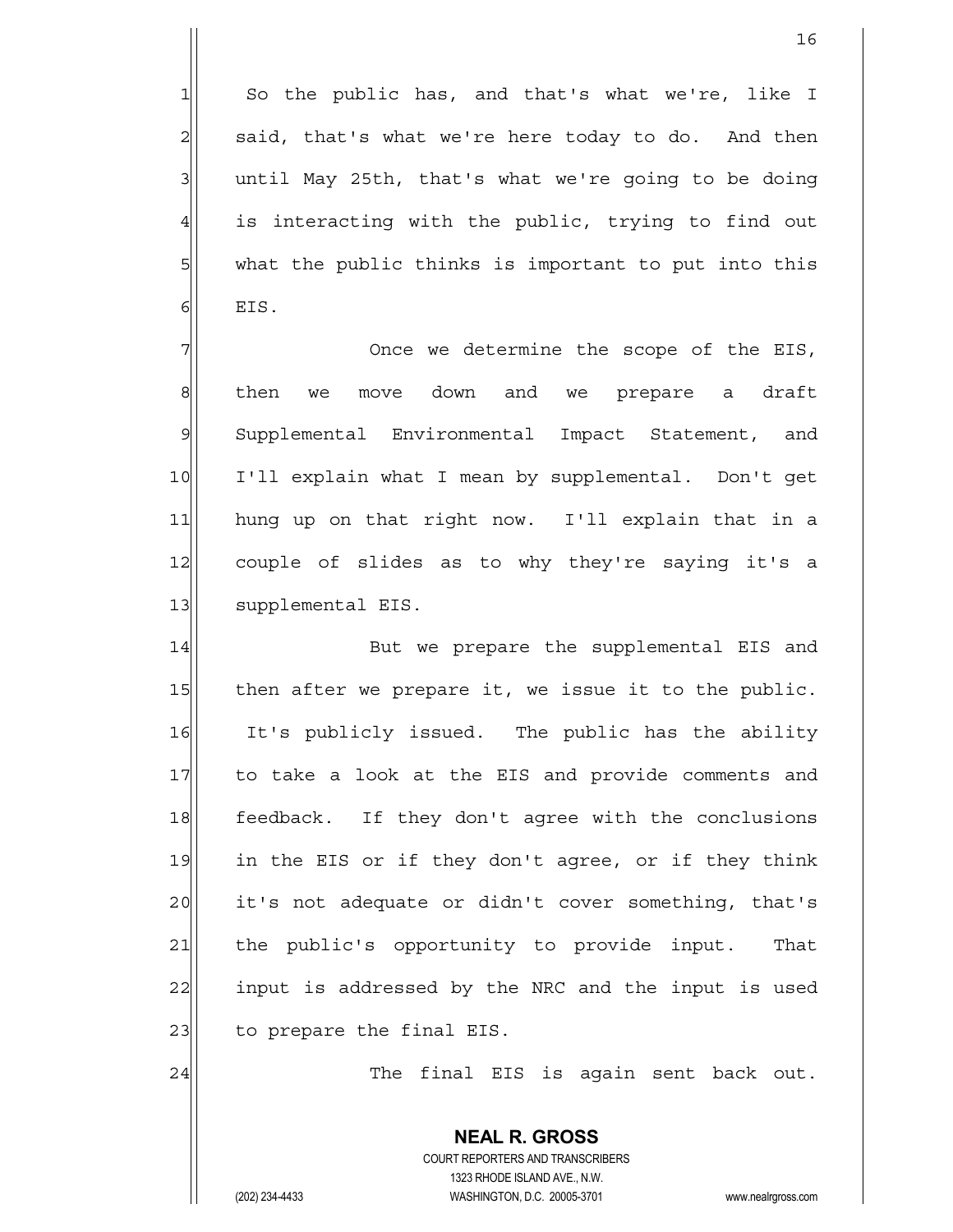So the public has, and that's what we're, like I said, that's what we're here today to do. And then until May 25th, that's what we're going to be doing is interacting with the public, trying to find out what the public thinks is important to put into this EIS.

Once we determine the scope of the EIS, then we move down and we prepare a draft Supplemental Environmental Impact Statement, and I'll explain what I mean by supplemental. Don't get hung up on that right now. I'll explain that in a couple of slides as to why they're saying it's a supplemental EIS.

But we prepare the supplemental EIS and then after we prepare it, we issue it to the public. It's publicly issued. The public has the ability to take a look at the EIS and provide comments and feedback. If they don't agree with the conclusions in the EIS or if they don't agree, or if they think it's not adequate or didn't cover something, that's the public's opportunity to provide input. That input is addressed by the NRC and the input is used to prepare the final EIS.

The final EIS is again sent back out.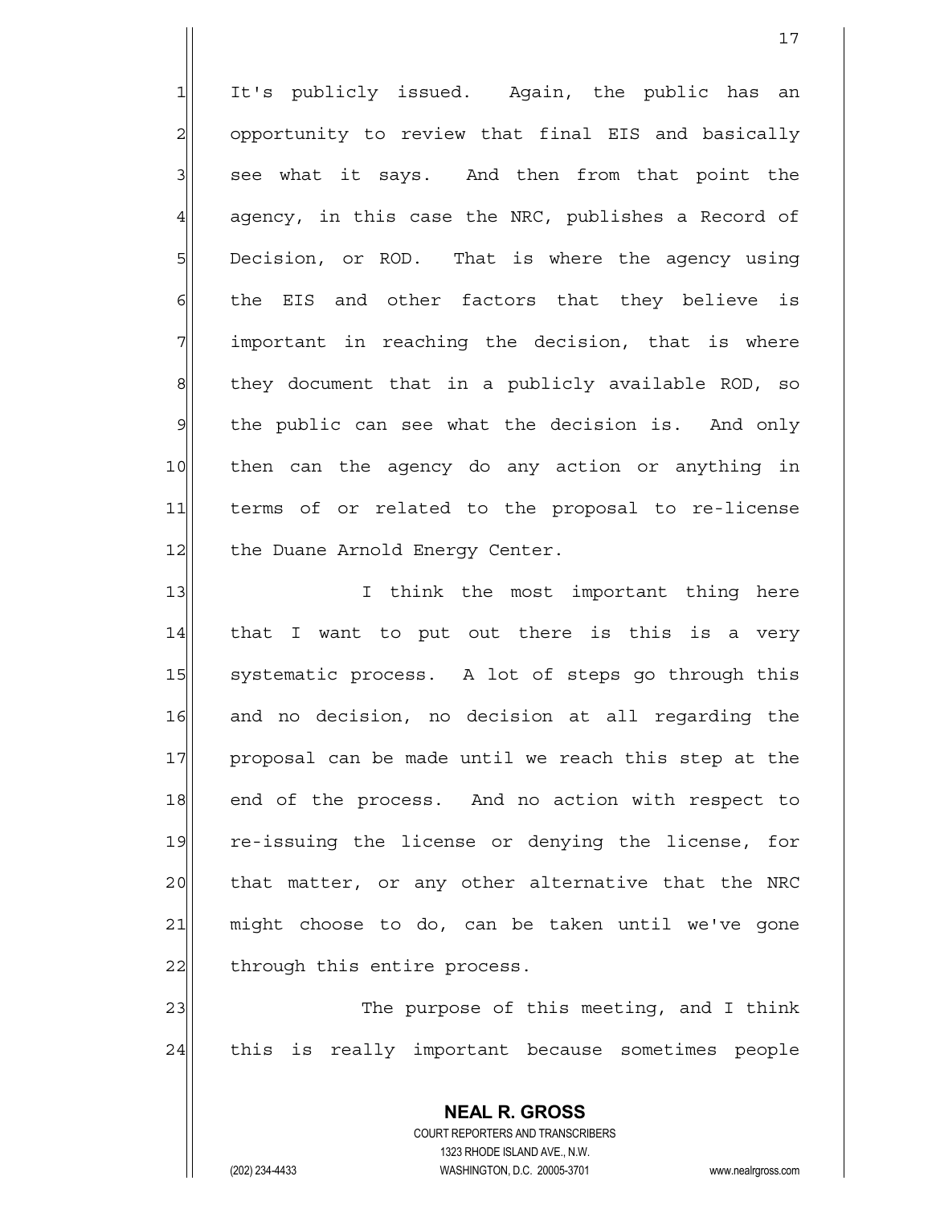It's publicly issued. Again, the public has an opportunity to review that final EIS and basically see what it says. And then from that point the agency, in this case the NRC, publishes a Record of Decision, or ROD. That is where the agency using the EIS and other factors that they believe is important in reaching the decision, that is where they document that in a publicly available ROD, so the public can see what the decision is. And only then can the agency do any action or anything in terms of or related to the proposal to re-license the Duane Arnold Energy Center.

I think the most important thing here that I want to put out there is this is a very systematic process. A lot of steps go through this and no decision, no decision at all regarding the proposal can be made until we reach this step at the end of the process. And no action with respect to re-issuing the license or denying the license, for that matter, or any other alternative that the NRC might choose to do, can be taken until we've gone through this entire process.

The purpose of this meeting, and I think this is really important because sometimes people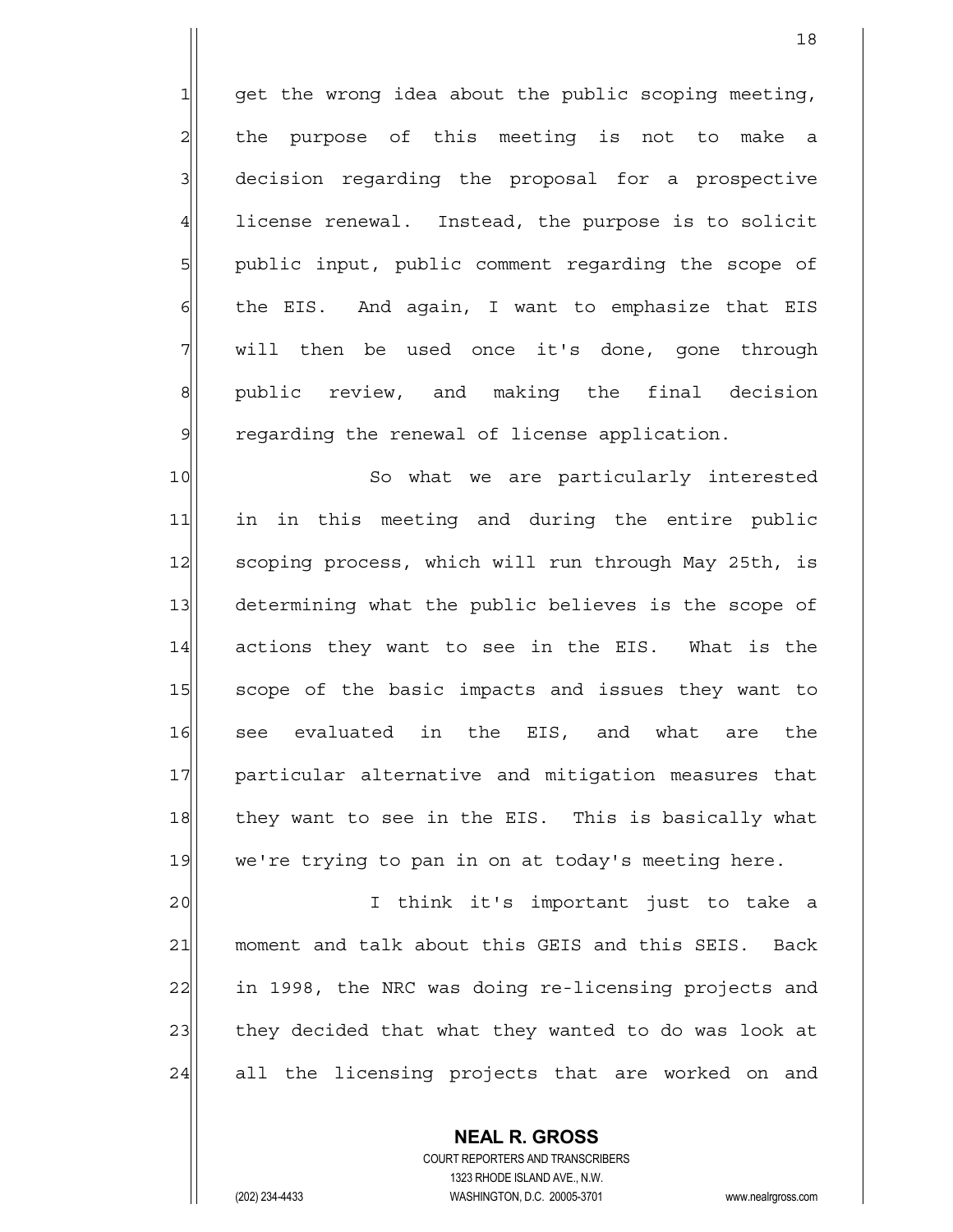get the wrong idea about the public scoping meeting, the purpose of this meeting is not to make a decision regarding the proposal for a prospective license renewal. Instead, the purpose is to solicit public input, public comment regarding the scope of the EIS. And again, I want to emphasize that EIS will then be used once it's done, gone through public review, and making the final decision regarding the renewal of license application.

So what we are particularly interested in in this meeting and during the entire public scoping process, which will run through May 25th, is determining what the public believes is the scope of actions they want to see in the EIS. What is the scope of the basic impacts and issues they want to see evaluated in the EIS, and what are the particular alternative and mitigation measures that they want to see in the EIS. This is basically what we're trying to pan in on at today's meeting here.

I think it's important just to take a moment and talk about this GEIS and this SEIS. Back in 1998, the NRC was doing re-licensing projects and they decided that what they wanted to do was look at all the licensing projects that are worked on and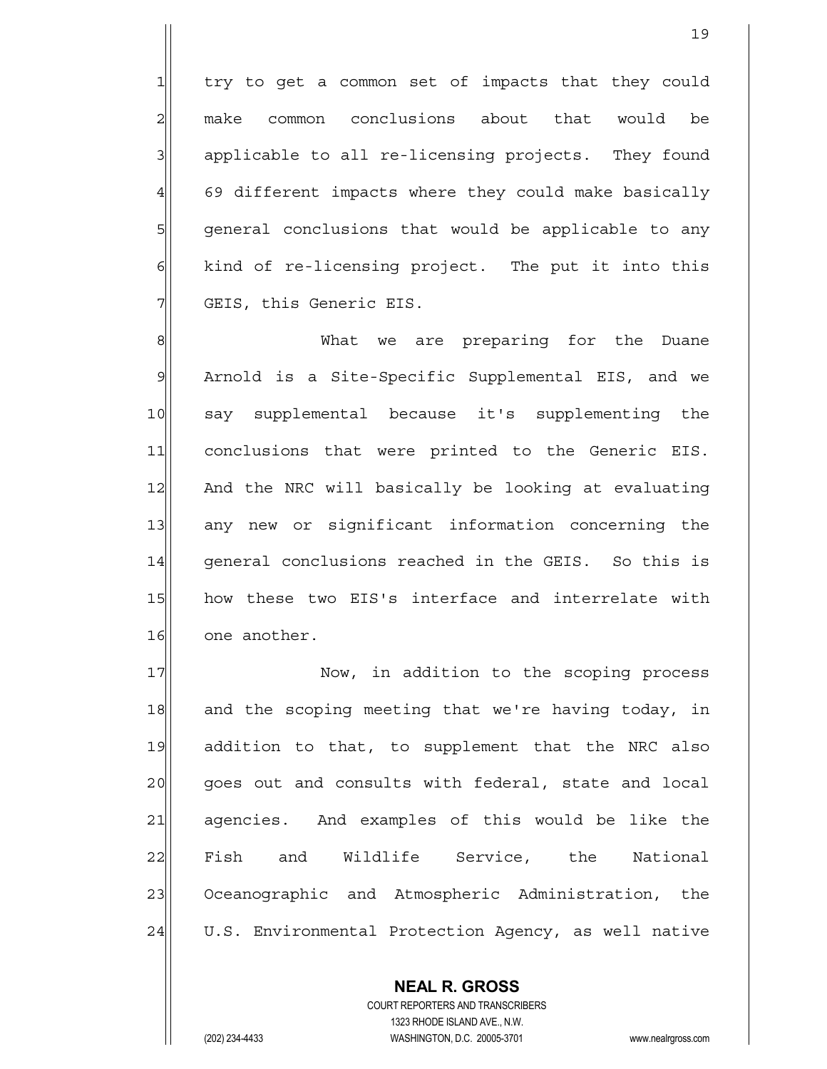try to get a common set of impacts that they could make common conclusions about that would be applicable to all re-licensing projects. They found 69 different impacts where they could make basically general conclusions that would be applicable to any kind of re-licensing project. The put it into this GEIS, this Generic EIS.

What we are preparing for the Duane Arnold is a Site-Specific Supplemental EIS, and we say supplemental because it's supplementing the conclusions that were printed to the Generic EIS. And the NRC will basically be looking at evaluating any new or significant information concerning the general conclusions reached in the GEIS. So this is how these two EIS's interface and interrelate with one another.

Now, in addition to the scoping process and the scoping meeting that we're having today, in addition to that, to supplement that the NRC also goes out and consults with federal, state and local agencies. And examples of this would be like the Fish and Wildlife Service, the National Oceanographic and Atmospheric Administration, the U.S. Environmental Protection Agency, as well native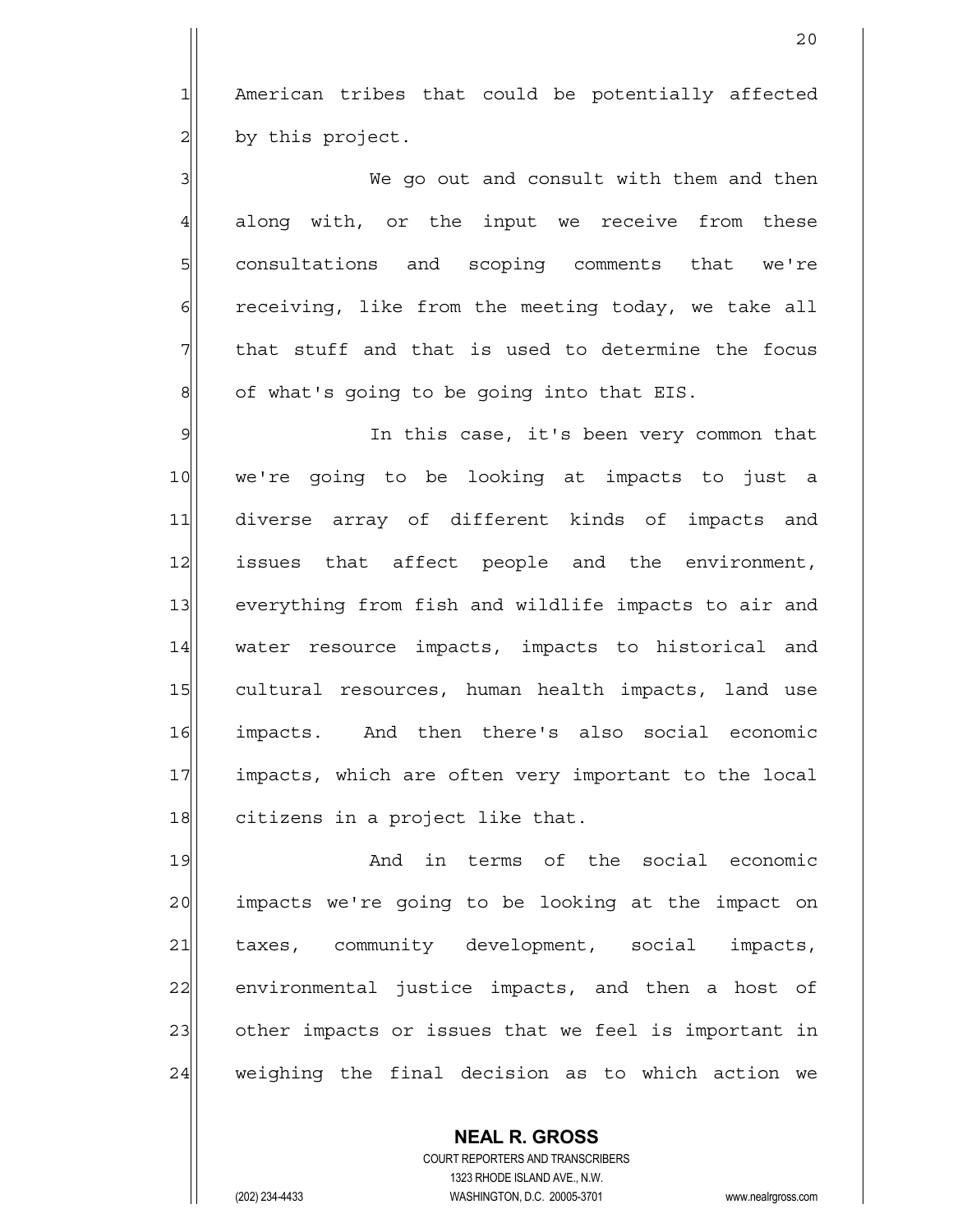American tribes that could be potentially affected by this project.

We go out and consult with them and then along with, or the input we receive from these consultations and scoping comments that we're receiving, like from the meeting today, we take all that stuff and that is used to determine the focus of what's going to be going into that EIS.

In this case, it's been very common that we're going to be looking at impacts to just a diverse array of different kinds of impacts and issues that affect people and the environment, everything from fish and wildlife impacts to air and water resource impacts, impacts to historical and cultural resources, human health impacts, land use impacts. And then there's also social economic impacts, which are often very important to the local citizens in a project like that.

And in terms of the social economic impacts we're going to be looking at the impact on taxes, community development, social impacts, environmental justice impacts, and then a host of other impacts or issues that we feel is important in weighing the final decision as to which action we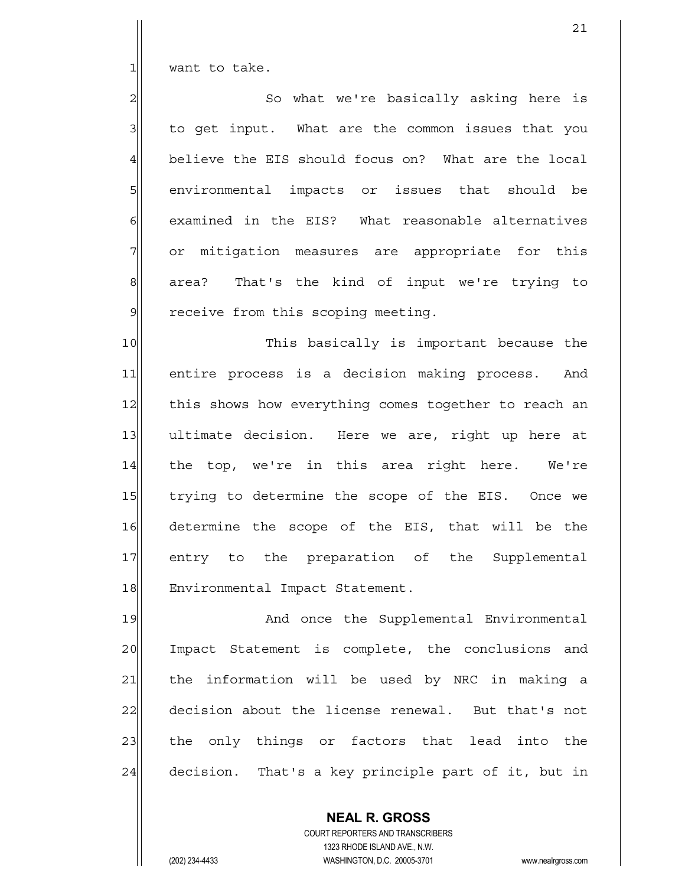want to take.

So what we're basically asking here is to get input. What are the common issues that you believe the EIS should focus on? What are the local environmental impacts or issues that should be examined in the EIS? What reasonable alternatives or mitigation measures are appropriate for this area? That's the kind of input we're trying to receive from this scoping meeting.

This basically is important because the entire process is a decision making process. And this shows how everything comes together to reach an ultimate decision. Here we are, right up here at the top, we're in this area right here. We're trying to determine the scope of the EIS. Once we determine the scope of the EIS, that will be the entry to the preparation of the Supplemental Environmental Impact Statement.

And once the Supplemental Environmental Impact Statement is complete, the conclusions and the information will be used by NRC in making a decision about the license renewal. But that's not the only things or factors that lead into the decision. That's a key principle part of it, but in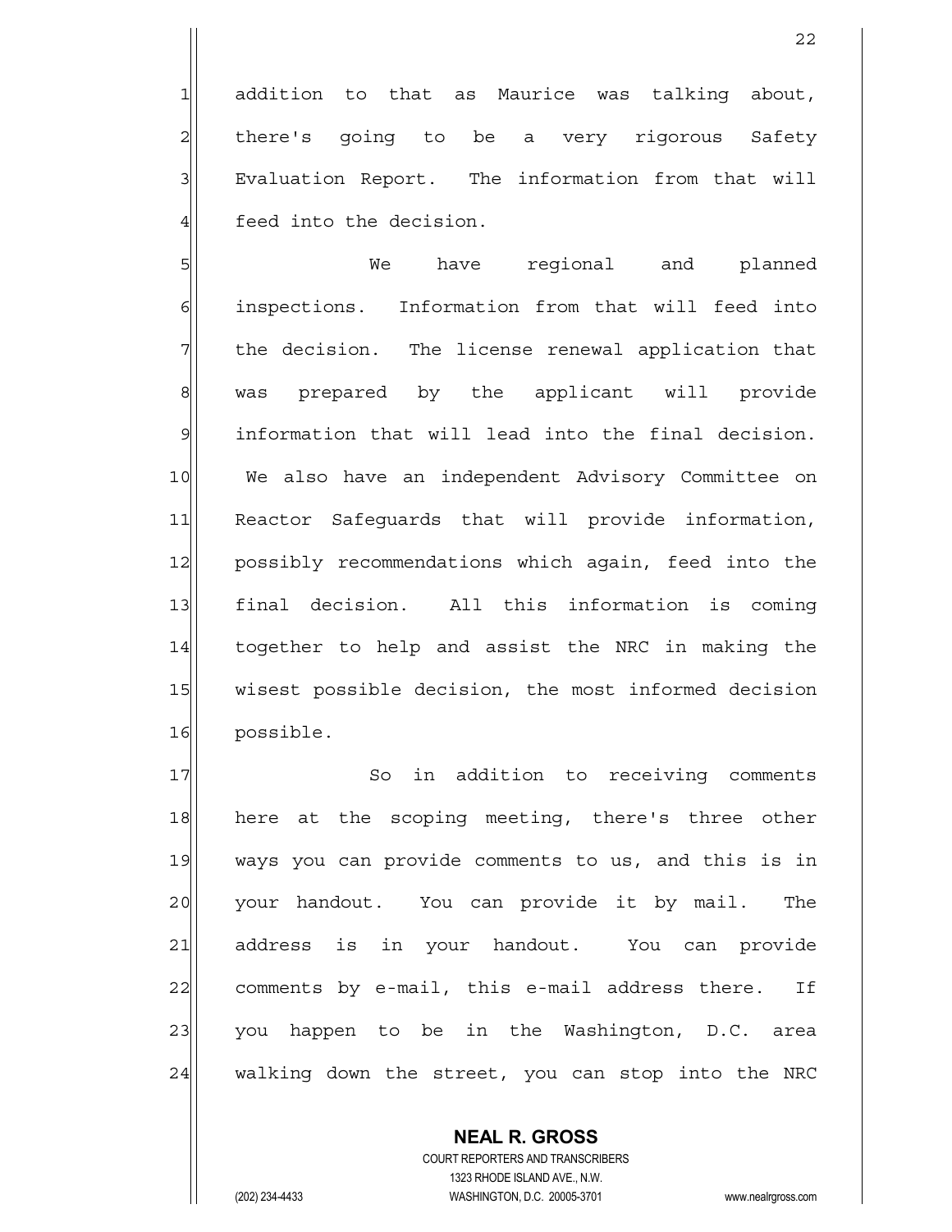addition to that as Maurice was talking about, there's going to be a very rigorous Safety Evaluation Report. The information from that will feed into the decision.

We have regional and planned inspections. Information from that will feed into the decision. The license renewal application that was prepared by the applicant will provide information that will lead into the final decision. We also have an independent Advisory Committee on Reactor Safeguards that will provide information, possibly recommendations which again, feed into the final decision. All this information is coming together to help and assist the NRC in making the wisest possible decision, the most informed decision possible.

So in addition to receiving comments here at the scoping meeting, there's three other ways you can provide comments to us, and this is in your handout. You can provide it by mail. The address is in your handout. You can provide comments by e-mail, this e-mail address there. If you happen to be in the Washington, D.C. area walking down the street, you can stop into the NRC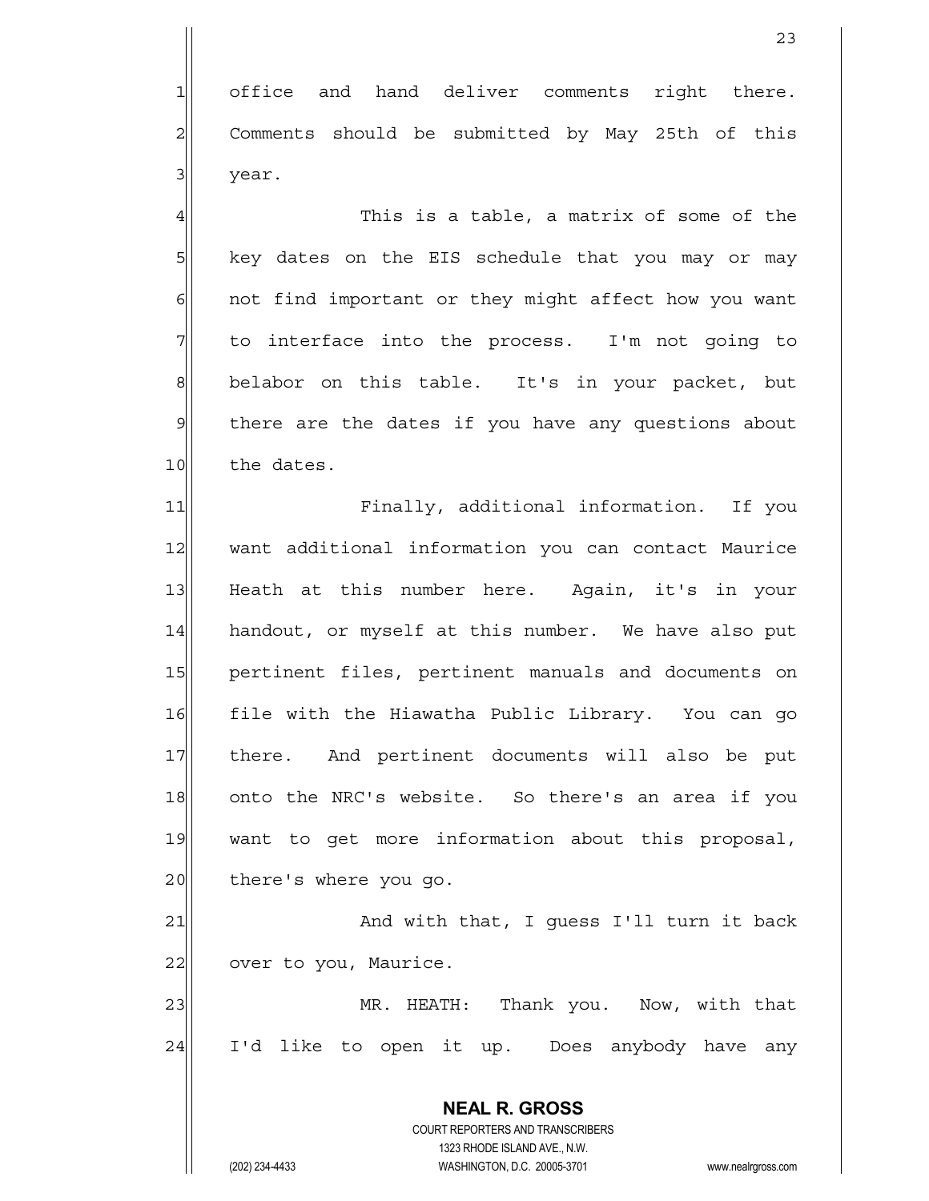office and hand deliver comments right there. Comments should be submitted by May 25th of this year.

This is a table, a matrix of some of the key dates on the EIS schedule that you may or may not find important or they might affect how you want to interface into the process. I'm not going to belabor on this table. It's in your packet, but there are the dates if you have any questions about the dates.

Finally, additional information. If you want additional information you can contact Maurice Heath at this number here. Again, it's in your handout, or myself at this number. We have also put pertinent files, pertinent manuals and documents on file with the Hiawatha Public Library. You can go there. And pertinent documents will also be put onto the NRC's website. So there's an area if you want to get more information about this proposal, there's where you go.

And with that, I guess I'll turn it back over to you, Maurice.

MR. HEATH: Thank you. Now, with that I'd like to open it up. Does anybody have any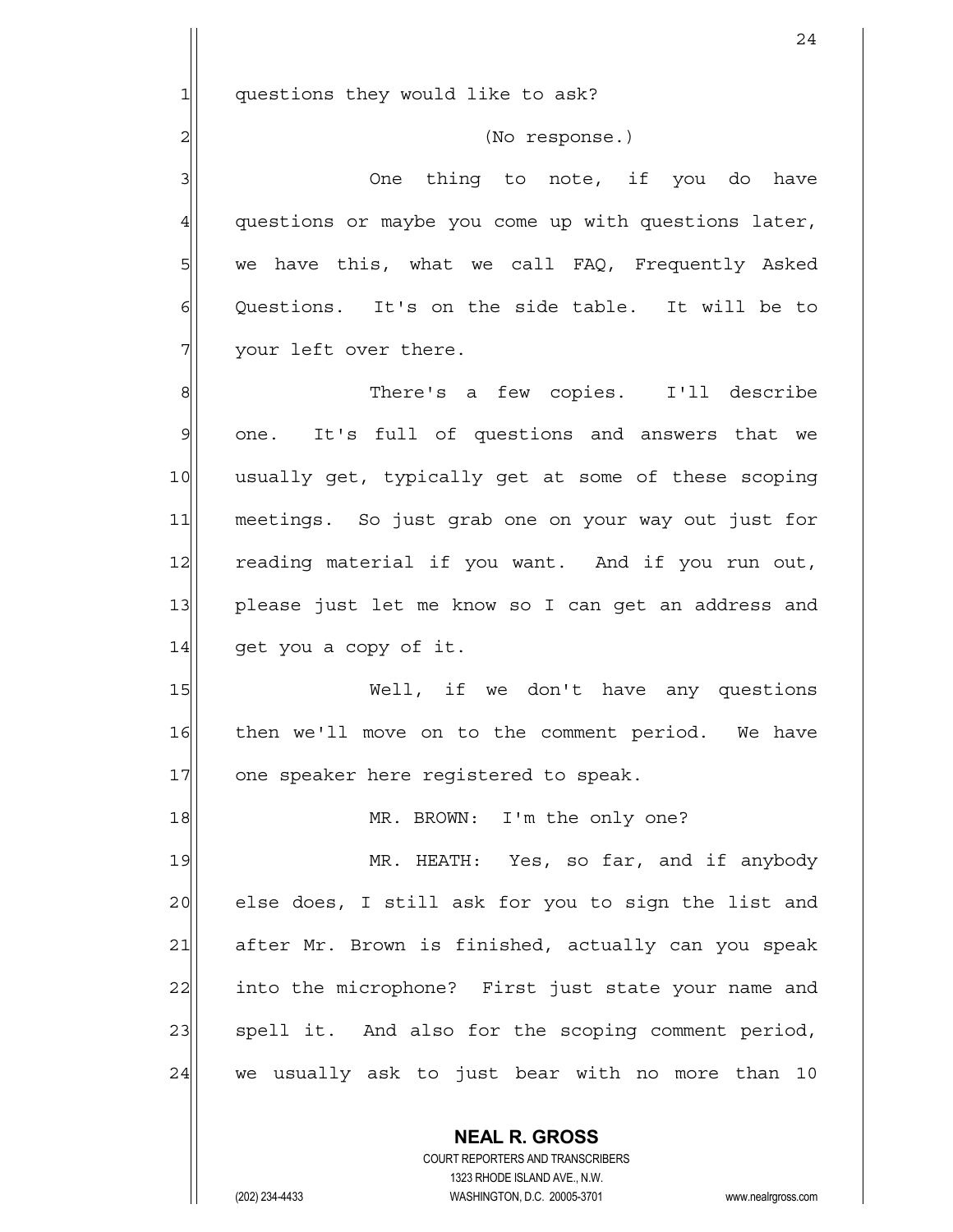questions they would like to ask?

(No response.)

One thing to note, if you do have questions or maybe you come up with questions later, we have this, what we call FAQ, Frequently Asked Questions. It's on the side table. It will be to your left over there.

There's a few copies. I'll describe one. It's full of questions and answers that we usually get, typically get at some of these scoping meetings. So just grab one on your way out just for reading material if you want. And if you run out, please just let me know so I can get an address and get you a copy of it.

Well, if we don't have any questions then we'll move on to the comment period. We have one speaker here registered to speak.

MR. BROWN: I'm the only one?

MR. HEATH: Yes, so far, and if anybody else does, I still ask for you to sign the list and after Mr. Brown is finished, actually can you speak into the microphone? First just state your name and spell it. And also for the scoping comment period, we usually ask to just bear with no more than 10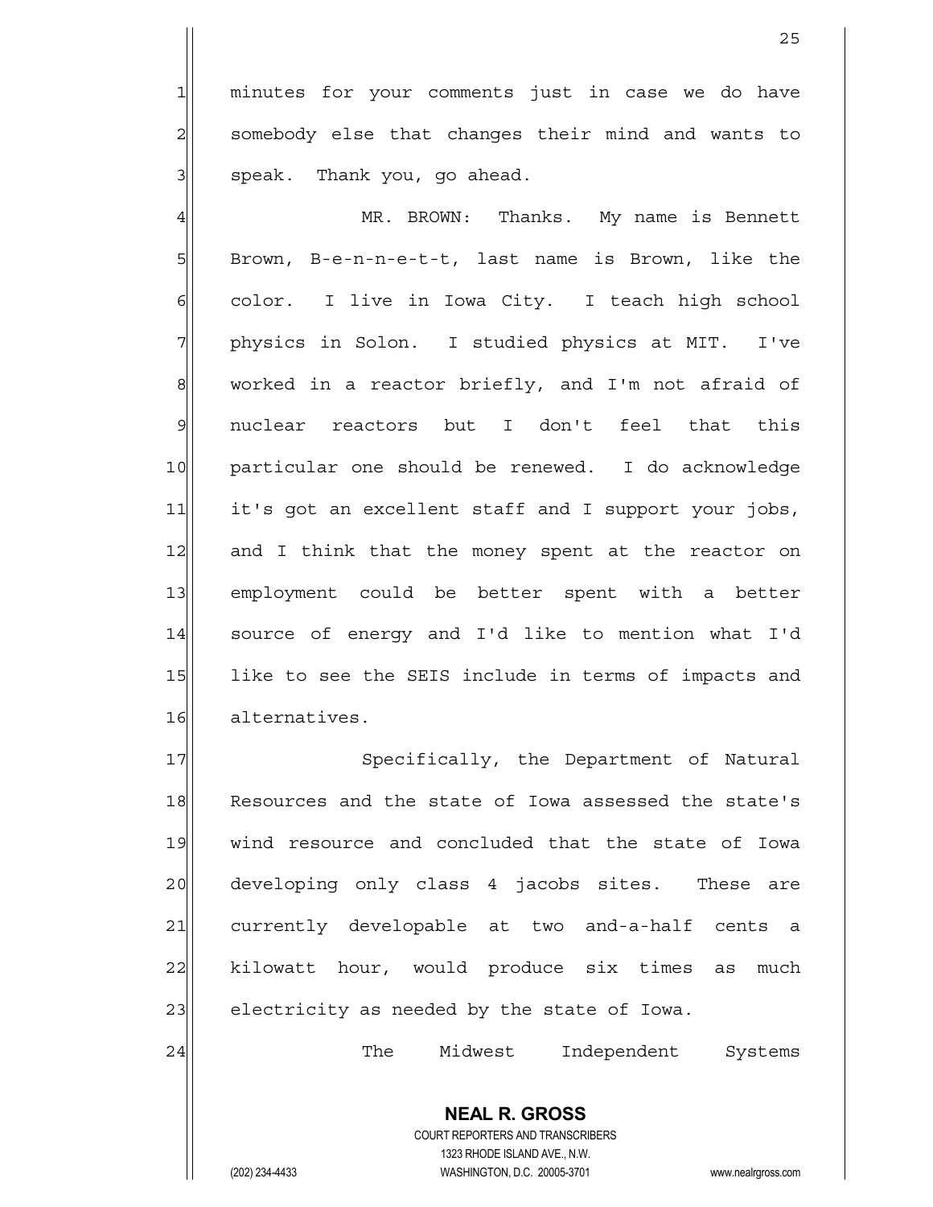minutes for your comments just in case we do have somebody else that changes their mind and wants to speak. Thank you, go ahead.

MR. BROWN: Thanks. My name is Bennett Brown, B-e-n-n-e-t-t, last name is Brown, like the color. I live in Iowa City. I teach high school physics in Solon. I studied physics at MIT. I've worked in a reactor briefly, and I'm not afraid of nuclear reactors but I don't feel that this particular one should be renewed. I do acknowledge it's got an excellent staff and I support your jobs, and I think that the money spent at the reactor on employment could be better spent with a better source of energy and I'd like to mention what I'd like to see the SEIS include in terms of impacts and alternatives.

Specifically, the Department of Natural Resources and the state of Iowa assessed the state's wind resource and concluded that the state of Iowa developing only class 4 jacobs sites. These are currently developable at two and-a-half cents a kilowatt hour, would produce six times as much electricity as needed by the state of Iowa.

The Midwest Independent Systems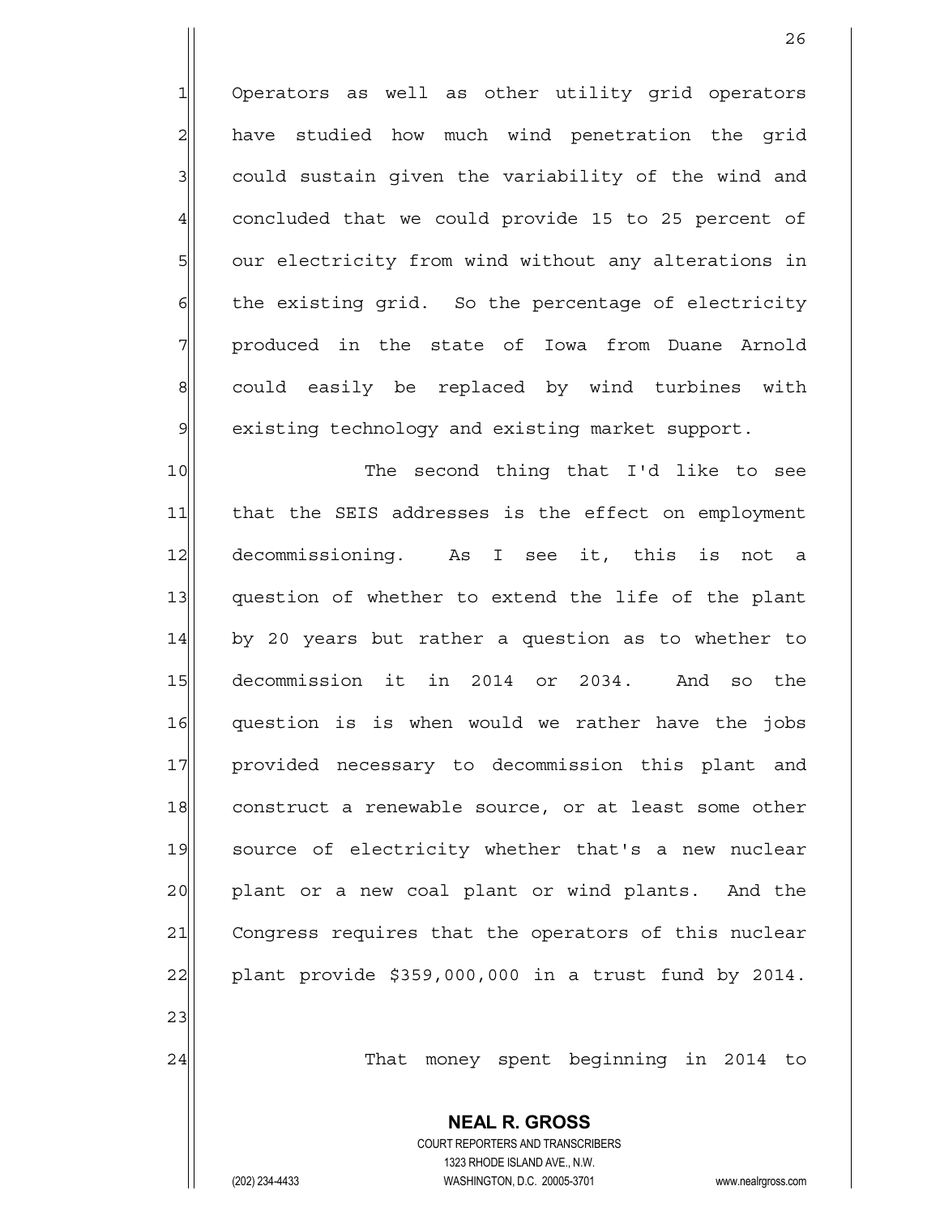Operators as well as other utility grid operators have studied how much wind penetration the grid could sustain given the variability of the wind and concluded that we could provide 15 to 25 percent of our electricity from wind without any alterations in the existing grid. So the percentage of electricity produced in the state of Iowa from Duane Arnold could easily be replaced by wind turbines with existing technology and existing market support.

The second thing that I'd like to see that the SEIS addresses is the effect on employment decommissioning. As I see it, this is not a question of whether to extend the life of the plant by 20 years but rather a question as to whether to decommission it in 2014 or 2034. And so the question is is when would we rather have the jobs provided necessary to decommission this plant and construct a renewable source, or at least some other source of electricity whether that's a new nuclear plant or a new coal plant or wind plants. And the Congress requires that the operators of this nuclear plant provide $359,000,000 in a trust fund by 2014.

That money spent beginning in 2014 to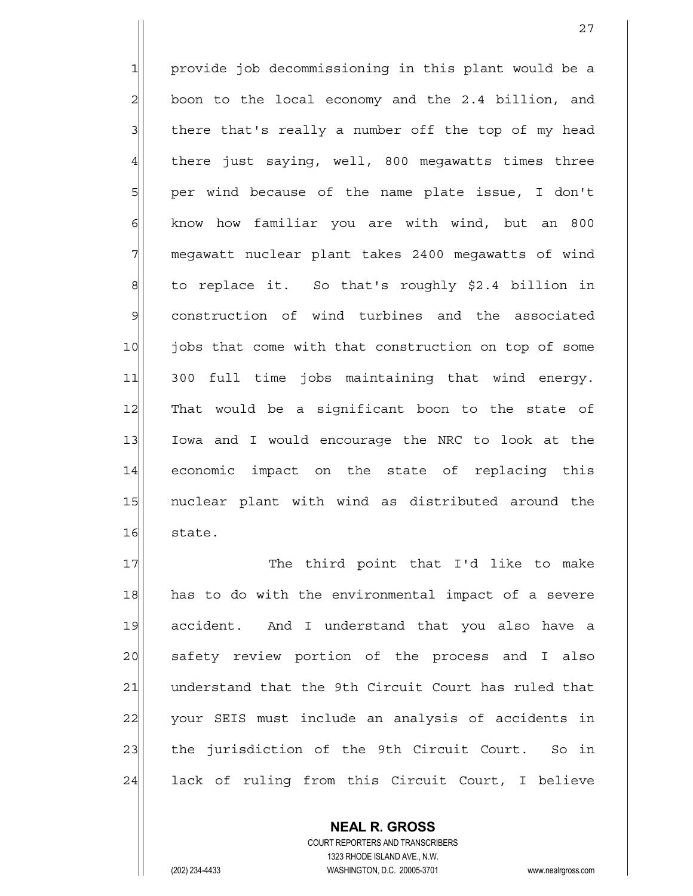provide job decommissioning in this plant would be a boon to the local economy and the 2.4 billion, and there that's really a number off the top of my head there just saying, well, 800 megawatts times three per wind because of the name plate issue, I don't know how familiar you are with wind, but an 800 megawatt nuclear plant takes 2400 megawatts of wind to replace it. So that's roughly $2.4 billion in construction of wind turbines and the associated jobs that come with that construction on top of some 300 full time jobs maintaining that wind energy. That would be a significant boon to the state of Iowa and I would encourage the NRC to look at the economic impact on the state of replacing this nuclear plant with wind as distributed around the state.

The third point that I'd like to make has to do with the environmental impact of a severe accident. And I understand that you also have a safety review portion of the process and I also understand that the 9th Circuit Court has ruled that your SEIS must include an analysis of accidents in the jurisdiction of the 9th Circuit Court. So in lack of ruling from this Circuit Court, I believe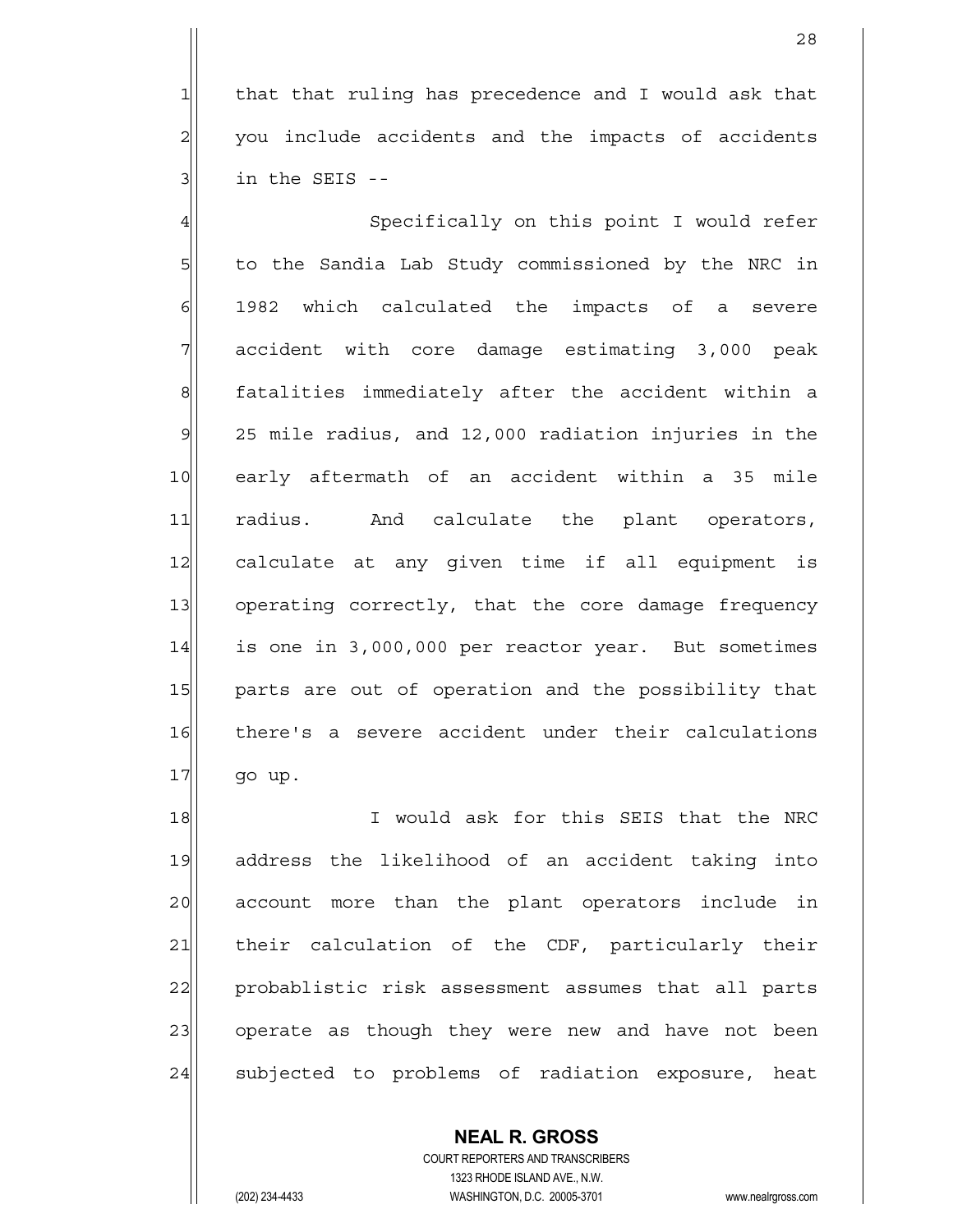that that ruling has precedence and I would ask that you include accidents and the impacts of accidents in the SEIS --

Specifically on this point I would refer to the Sandia Lab Study commissioned by the NRC in 1982 which calculated the impacts of a severe accident with core damage estimating 3,000 peak fatalities immediately after the accident within a 25 mile radius, and 12,000 radiation injuries in the early aftermath of an accident within a 35 mile radius. And calculate the plant operators, calculate at any given time if all equipment is operating correctly, that the core damage frequency is one in 3,000,000 per reactor year. But sometimes parts are out of operation and the possibility that there's a severe accident under their calculations go up.

I would ask for this SEIS that the NRC address the likelihood of an accident taking into account more than the plant operators include in their calculation of the CDF, particularly their probablistic risk assessment assumes that all parts operate as though they were new and have not been subjected to problems of radiation exposure, heat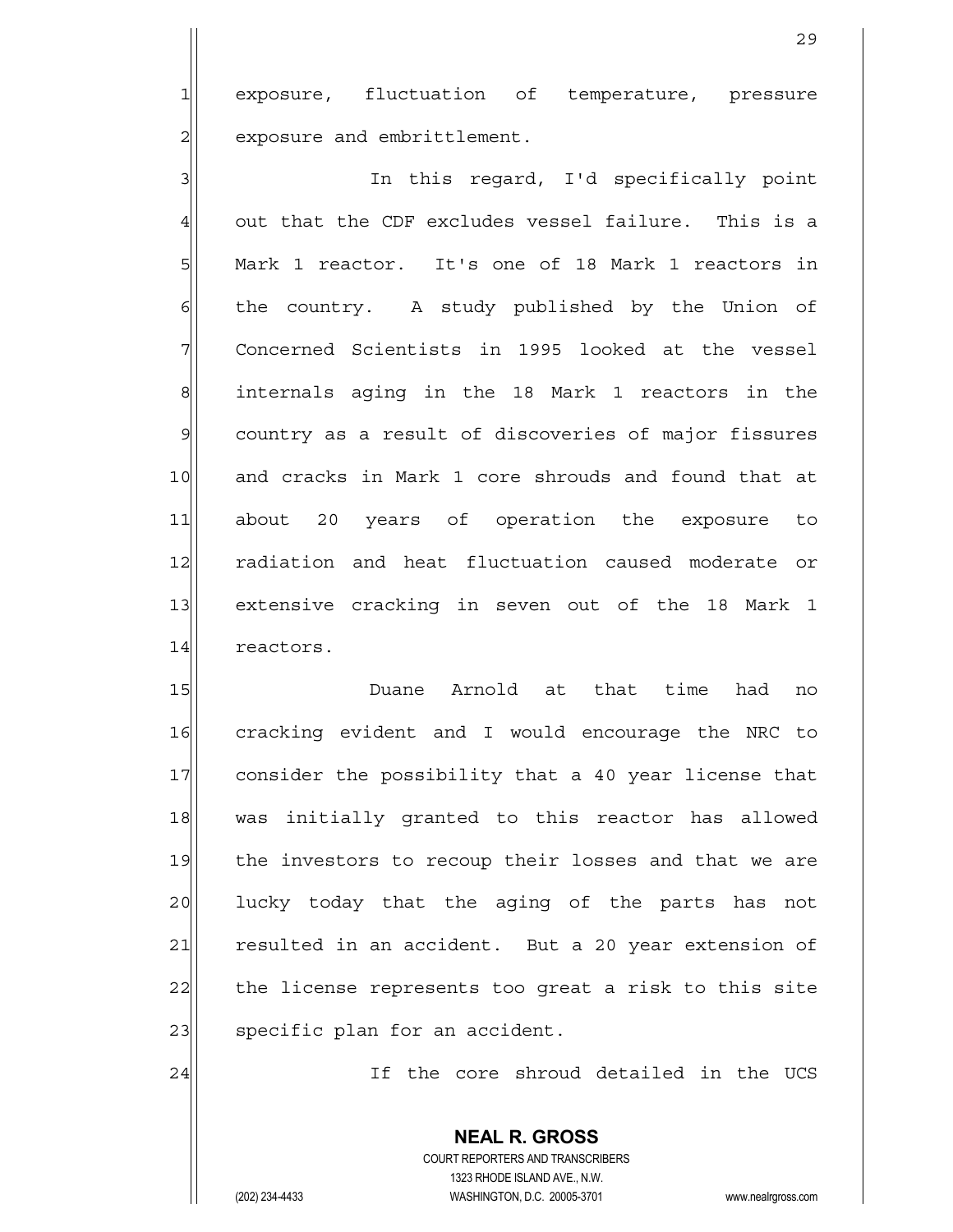exposure, fluctuation of temperature, pressure exposure and embrittlement.

In this regard, I'd specifically point out that the CDF excludes vessel failure. This is a Mark 1 reactor. It's one of 18 Mark 1 reactors in the country. A study published by the Union of Concerned Scientists in 1995 looked at the vessel internals aging in the 18 Mark 1 reactors in the country as a result of discoveries of major fissures and cracks in Mark 1 core shrouds and found that at about 20 years of operation the exposure to radiation and heat fluctuation caused moderate or extensive cracking in seven out of the 18 Mark 1 reactors.

Duane Arnold at that time had no cracking evident and I would encourage the NRC to consider the possibility that a 40 year license that was initially granted to this reactor has allowed the investors to recoup their losses and that we are lucky today that the aging of the parts has not resulted in an accident. But a 20 year extension of the license represents too great a risk to this site specific plan for an accident.

If the core shroud detailed in the UCS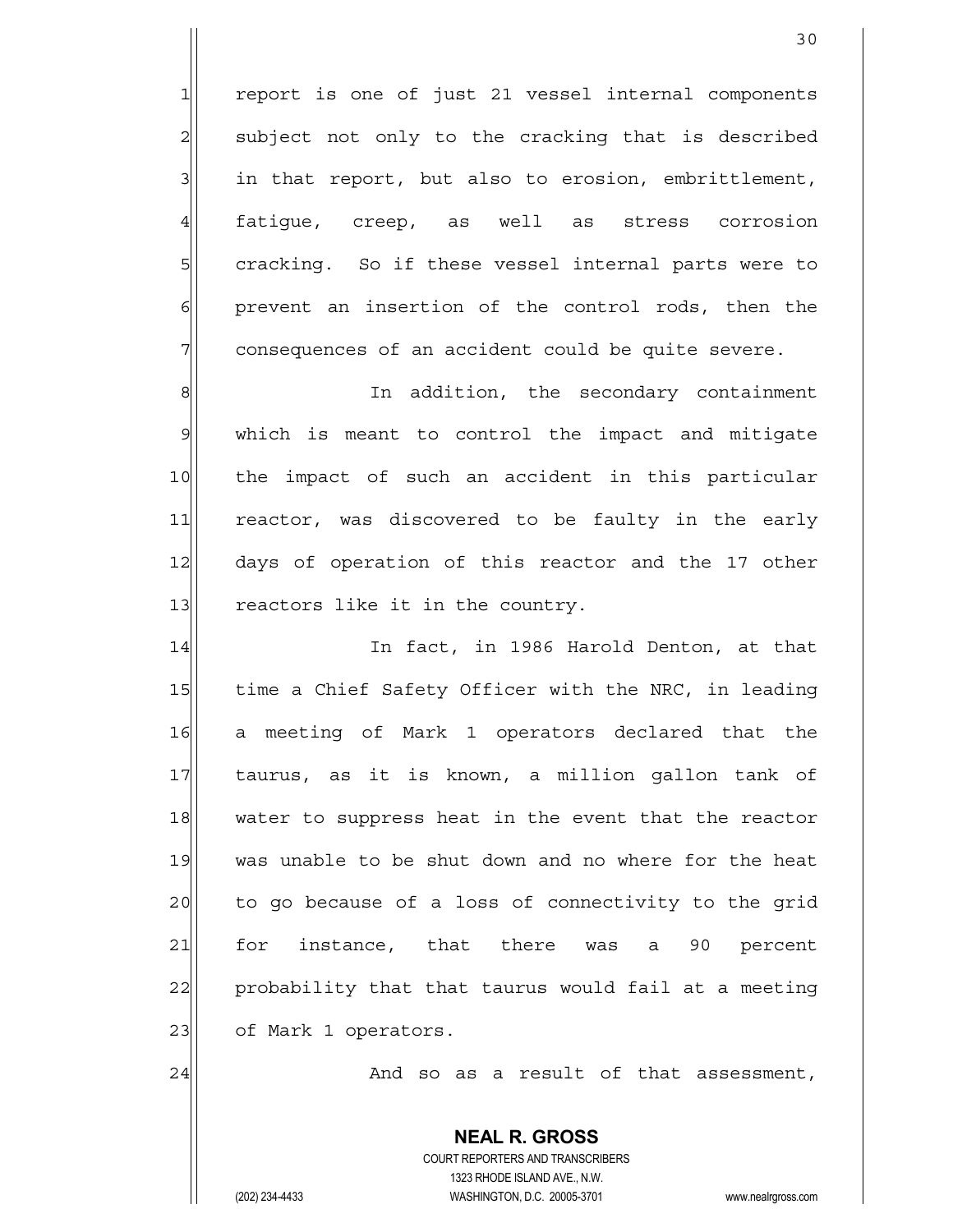report is one of just 21 vessel internal components subject not only to the cracking that is described in that report, but also to erosion, embrittlement, fatigue, creep, as well as stress corrosion cracking. So if these vessel internal parts were to prevent an insertion of the control rods, then the consequences of an accident could be quite severe.

In addition, the secondary containment which is meant to control the impact and mitigate the impact of such an accident in this particular reactor, was discovered to be faulty in the early days of operation of this reactor and the 17 other reactors like it in the country.

In fact, in 1986 Harold Denton, at that time a Chief Safety Officer with the NRC, in leading a meeting of Mark 1 operators declared that the taurus, as it is known, a million gallon tank of water to suppress heat in the event that the reactor was unable to be shut down and no where for the heat to go because of a loss of connectivity to the grid for instance, that there was a 90 percent probability that that taurus would fail at a meeting of Mark 1 operators.

And so as a result of that assessment,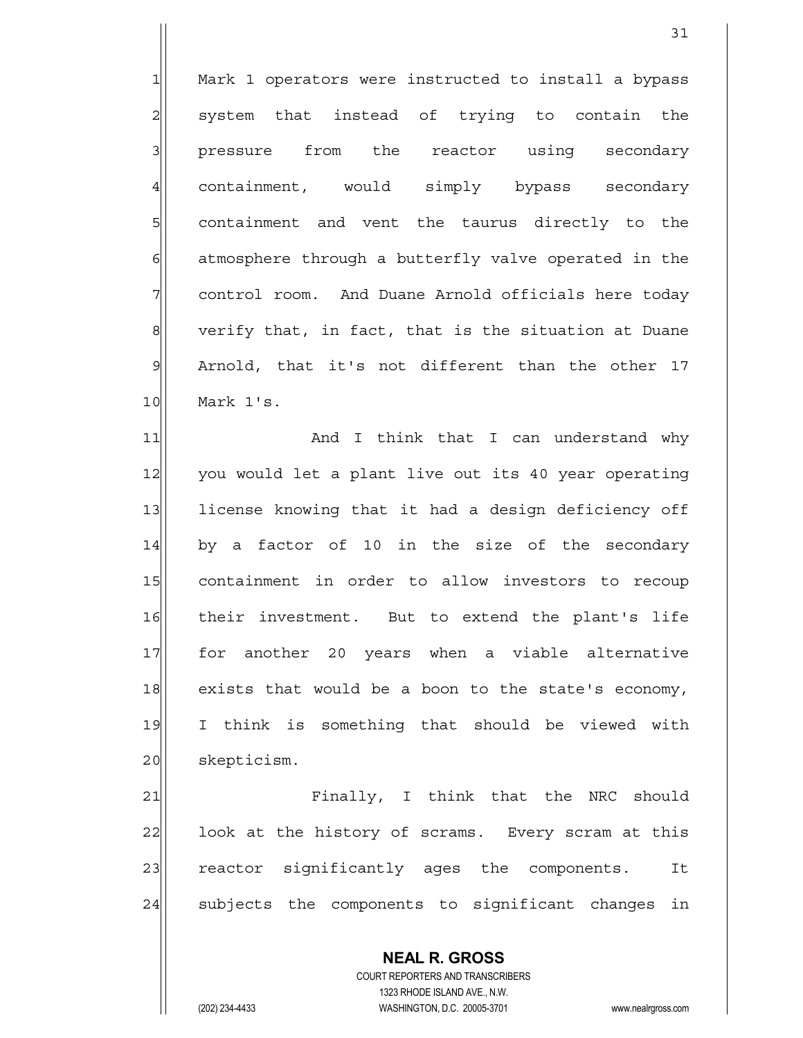Mark 1 operators were instructed to install a bypass system that instead of trying to contain the pressure from the reactor using secondary containment, would simply bypass secondary containment and vent the taurus directly to the atmosphere through a butterfly valve operated in the control room. And Duane Arnold officials here today verify that, in fact, that is the situation at Duane Arnold, that it's not different than the other 17 Mark 1's.

And I think that I can understand why you would let a plant live out its 40 year operating license knowing that it had a design deficiency off by a factor of 10 in the size of the secondary containment in order to allow investors to recoup their investment. But to extend the plant's life for another 20 years when a viable alternative exists that would be a boon to the state's economy, I think is something that should be viewed with skepticism.

Finally, I think that the NRC should look at the history of scrams. Every scram at this reactor significantly ages the components. It subjects the components to significant changes in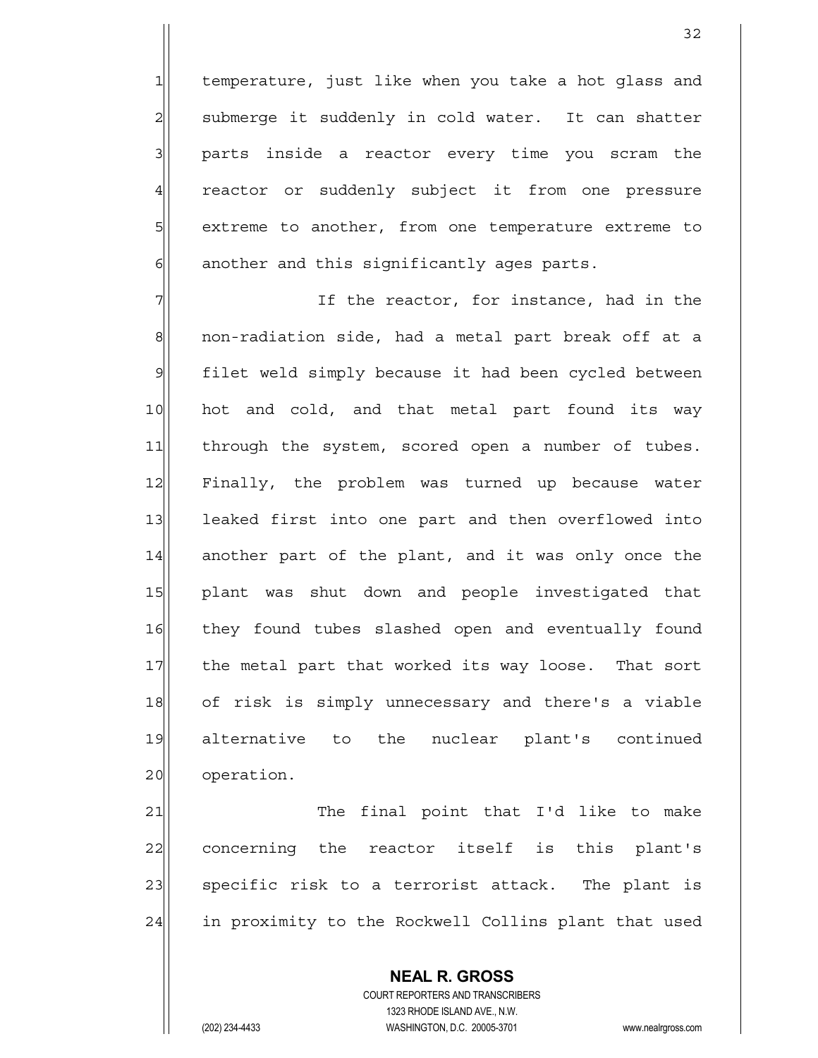temperature, just like when you take a hot glass and submerge it suddenly in cold water. It can shatter parts inside a reactor every time you scram the reactor or suddenly subject it from one pressure extreme to another, from one temperature extreme to another and this significantly ages parts.

If the reactor, for instance, had in the non-radiation side, had a metal part break off at a filet weld simply because it had been cycled between hot and cold, and that metal part found its way through the system, scored open a number of tubes. Finally, the problem was turned up because water leaked first into one part and then overflowed into another part of the plant, and it was only once the plant was shut down and people investigated that they found tubes slashed open and eventually found the metal part that worked its way loose. That sort of risk is simply unnecessary and there's a viable alternative to the nuclear plant's continued operation.

The final point that I'd like to make concerning the reactor itself is this plant's specific risk to a terrorist attack. The plant is in proximity to the Rockwell Collins plant that used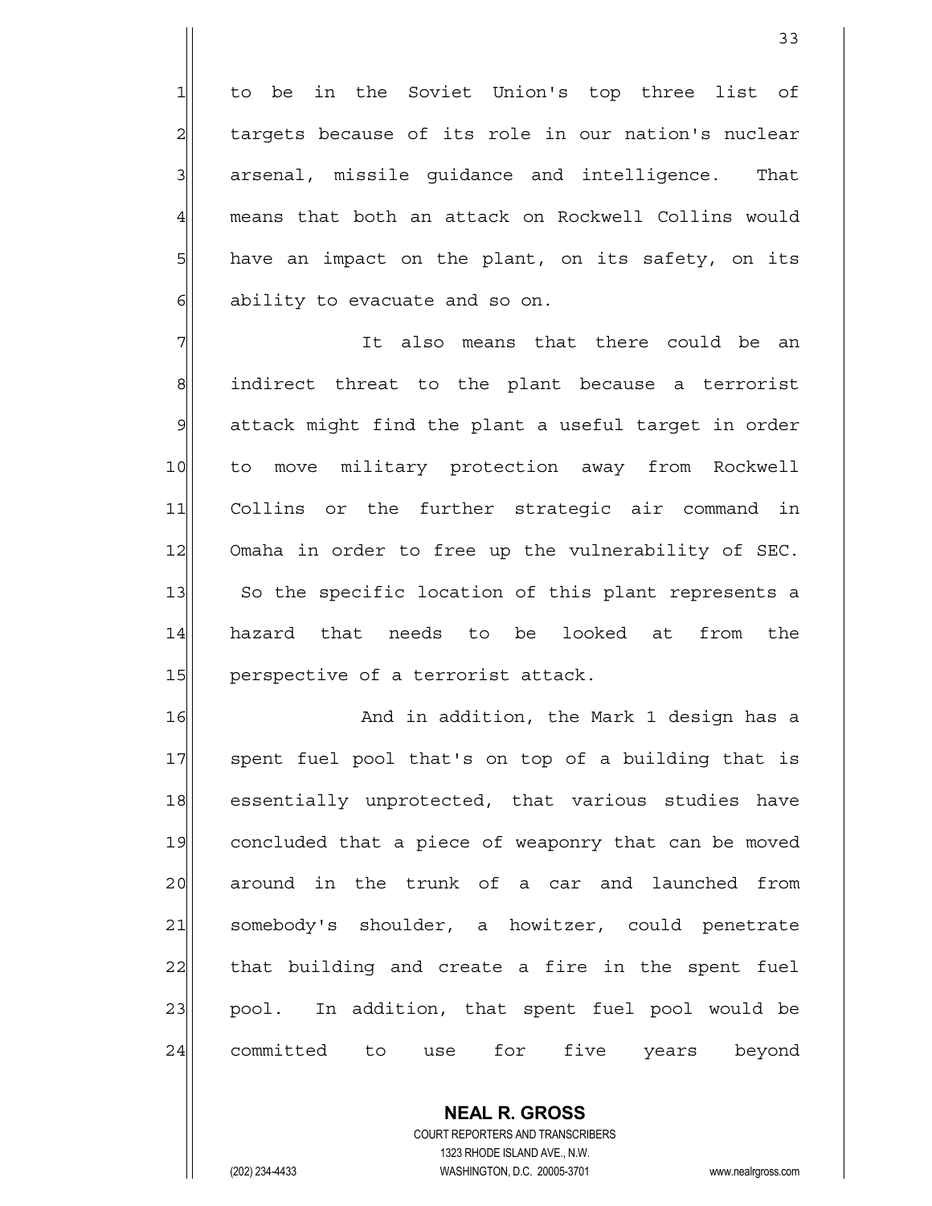to be in the Soviet Union's top three list of targets because of its role in our nation's nuclear arsenal, missile guidance and intelligence. That means that both an attack on Rockwell Collins would have an impact on the plant, on its safety, on its ability to evacuate and so on.

It also means that there could be an indirect threat to the plant because a terrorist attack might find the plant a useful target in order to move military protection away from Rockwell Collins or the further strategic air command in Omaha in order to free up the vulnerability of SEC. So the specific location of this plant represents a hazard that needs to be looked at from the perspective of a terrorist attack.

And in addition, the Mark 1 design has a spent fuel pool that's on top of a building that is essentially unprotected, that various studies have concluded that a piece of weaponry that can be moved around in the trunk of a car and launched from somebody's shoulder, a howitzer, could penetrate that building and create a fire in the spent fuel pool. In addition, that spent fuel pool would be committed to use for five years beyond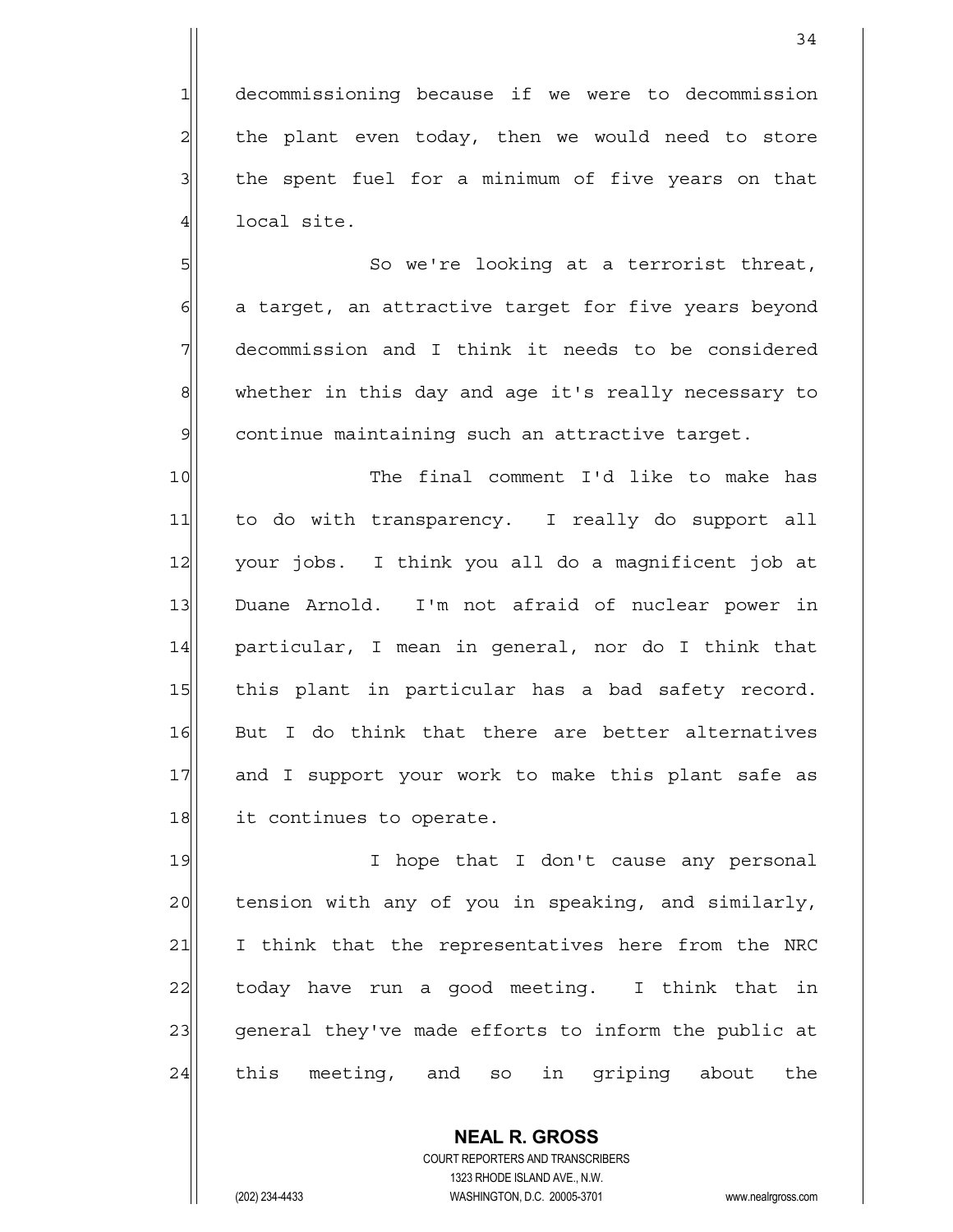decommissioning because if we were to decommission the plant even today, then we would need to store the spent fuel for a minimum of five years on that local site.

So we're looking at a terrorist threat, a target, an attractive target for five years beyond decommission and I think it needs to be considered whether in this day and age it's really necessary to continue maintaining such an attractive target.

The final comment I'd like to make has to do with transparency. I really do support all your jobs. I think you all do a magnificent job at Duane Arnold. I'm not afraid of nuclear power in particular, I mean in general, nor do I think that this plant in particular has a bad safety record. But I do think that there are better alternatives and I support your work to make this plant safe as it continues to operate.

I hope that I don't cause any personal tension with any of you in speaking, and similarly, I think that the representatives here from the NRC today have run a good meeting. I think that in general they've made efforts to inform the public at this meeting, and so in griping about the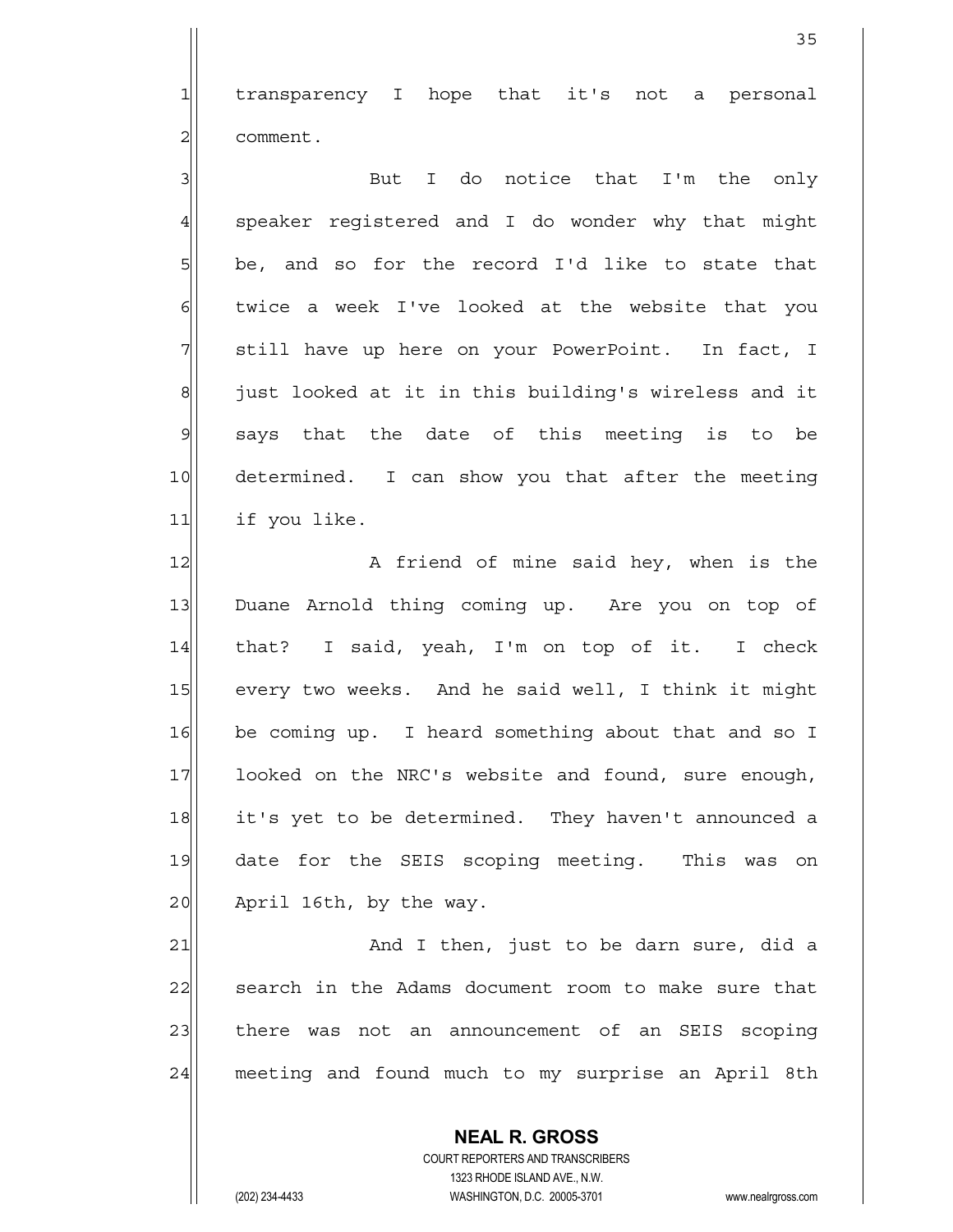transparency I hope that it's not a personal comment.

But I do notice that I'm the only speaker registered and I do wonder why that might be, and so for the record I'd like to state that twice a week I've looked at the website that you still have up here on your PowerPoint. In fact, I just looked at it in this building's wireless and it says that the date of this meeting is to be determined. I can show you that after the meeting if you like.

A friend of mine said hey, when is the Duane Arnold thing coming up. Are you on top of that? I said, yeah, I'm on top of it. I check every two weeks. And he said well, I think it might be coming up. I heard something about that and so I looked on the NRC's website and found, sure enough, it's yet to be determined. They haven't announced a date for the SEIS scoping meeting. This was on April 16th, by the way.

And I then, just to be darn sure, did a search in the Adams document room to make sure that there was not an announcement of an SEIS scoping meeting and found much to my surprise an April 8th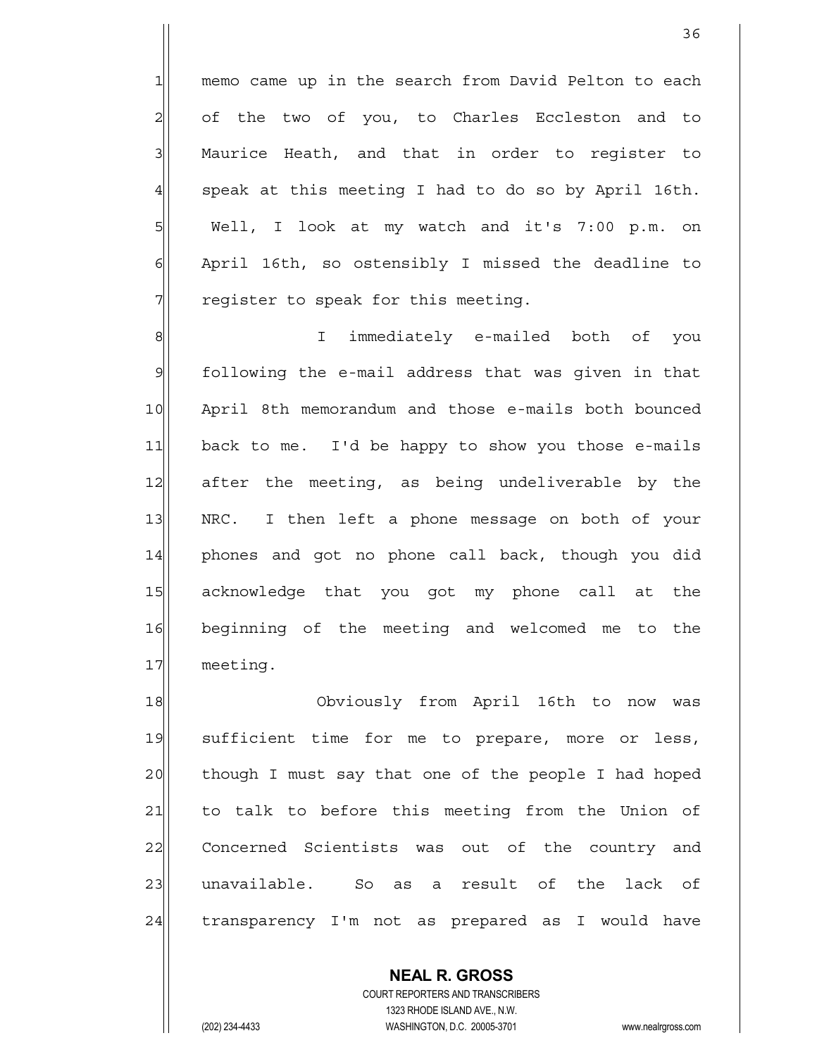memo came up in the search from David Pelton to each of the two of you, to Charles Eccleston and to Maurice Heath, and that in order to register to speak at this meeting I had to do so by April 16th. Well, I look at my watch and it's 7:00 p.m. on April 16th, so ostensibly I missed the deadline to register to speak for this meeting.

I immediately e-mailed both of you following the e-mail address that was given in that April 8th memorandum and those e-mails both bounced back to me. I'd be happy to show you those e-mails after the meeting, as being undeliverable by the NRC. I then left a phone message on both of your phones and got no phone call back, though you did acknowledge that you got my phone call at the beginning of the meeting and welcomed me to the meeting.

Obviously from April 16th to now was sufficient time for me to prepare, more or less, though I must say that one of the people I had hoped to talk to before this meeting from the Union of Concerned Scientists was out of the country and unavailable. So as a result of the lack of transparency I'm not as prepared as I would have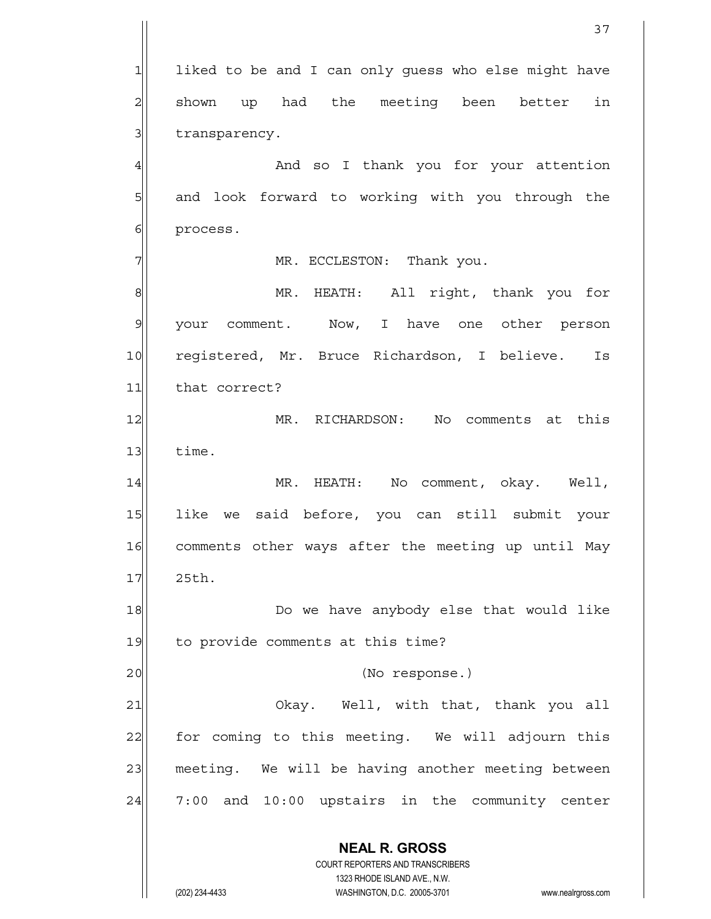liked to be and I can only guess who else might have shown up had the meeting been better in transparency.

And so I thank you for your attention and look forward to working with you through the process.

MR. ECCLESTON: Thank you.

MR. HEATH: All right, thank you for your comment. Now, I have one other person registered, Mr. Bruce Richardson, I believe. Is that correct?

MR. RICHARDSON: No comments at this time.

MR. HEATH: No comment, okay. Well, like we said before, you can still submit your comments other ways after the meeting up until May 25th.

Do we have anybody else that would like to provide comments at this time?

(No response.)

Okay. Well, with that, thank you all for coming to this meeting. We will adjourn this meeting. We will be having another meeting between 7:00 and 10:00 upstairs in the community center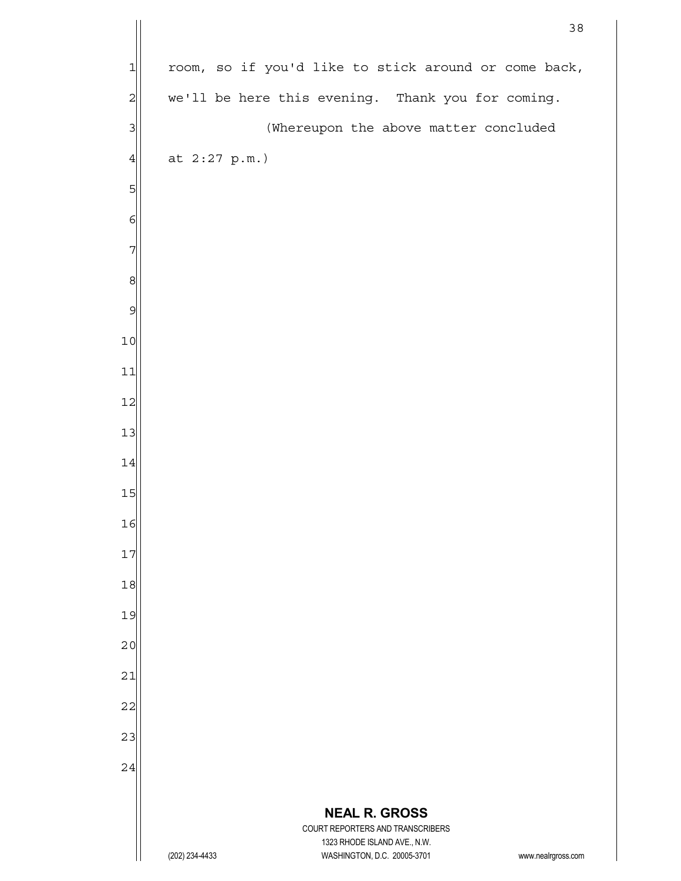room, so if you'd like to stick around or come back, we'll be here this evening. Thank you for coming.

(Whereupon the above matter concluded at 2:27 p.m.)